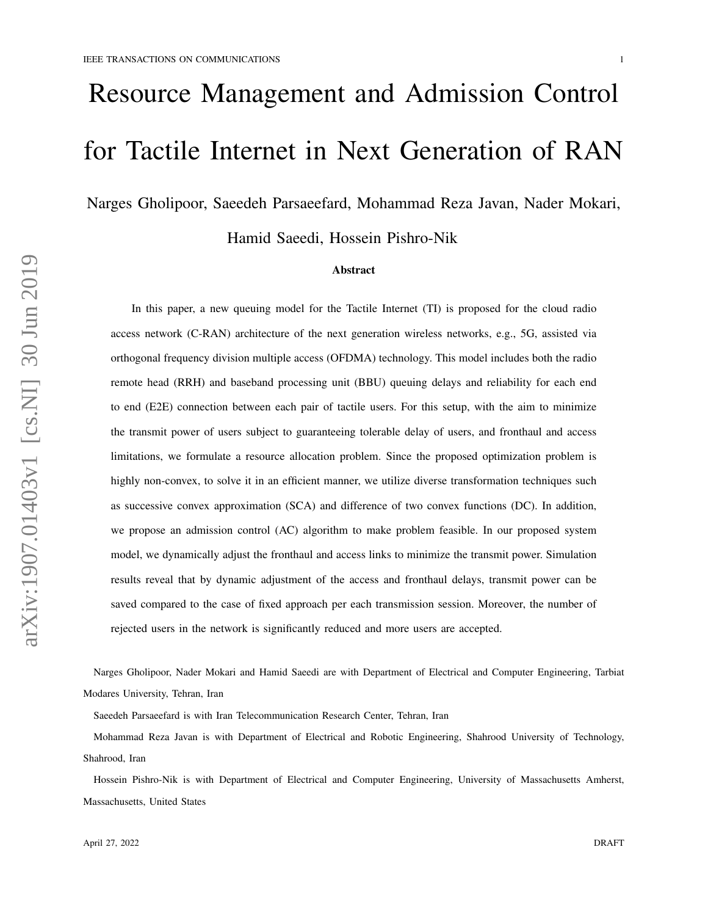# Resource Management and Admission Control for Tactile Internet in Next Generation of RAN

Narges Gholipoor, Saeedeh Parsaeefard, Mohammad Reza Javan, Nader Mokari, Hamid Saeedi, Hossein Pishro-Nik

## Abstract

In this paper, a new queuing model for the Tactile Internet (TI) is proposed for the cloud radio access network (C-RAN) architecture of the next generation wireless networks, e.g., 5G, assisted via orthogonal frequency division multiple access (OFDMA) technology. This model includes both the radio remote head (RRH) and baseband processing unit (BBU) queuing delays and reliability for each end to end (E2E) connection between each pair of tactile users. For this setup, with the aim to minimize the transmit power of users subject to guaranteeing tolerable delay of users, and fronthaul and access limitations, we formulate a resource allocation problem. Since the proposed optimization problem is highly non-convex, to solve it in an efficient manner, we utilize diverse transformation techniques such as successive convex approximation (SCA) and difference of two convex functions (DC). In addition, we propose an admission control (AC) algorithm to make problem feasible. In our proposed system model, we dynamically adjust the fronthaul and access links to minimize the transmit power. Simulation results reveal that by dynamic adjustment of the access and fronthaul delays, transmit power can be saved compared to the case of fixed approach per each transmission session. Moreover, the number of rejected users in the network is significantly reduced and more users are accepted.

Narges Gholipoor, Nader Mokari and Hamid Saeedi are with Department of Electrical and Computer Engineering, Tarbiat Modares University, Tehran, Iran

Saeedeh Parsaeefard is with Iran Telecommunication Research Center, Tehran, Iran

Mohammad Reza Javan is with Department of Electrical and Robotic Engineering, Shahrood University of Technology, Shahrood, Iran

Hossein Pishro-Nik is with Department of Electrical and Computer Engineering, University of Massachusetts Amherst, Massachusetts, United States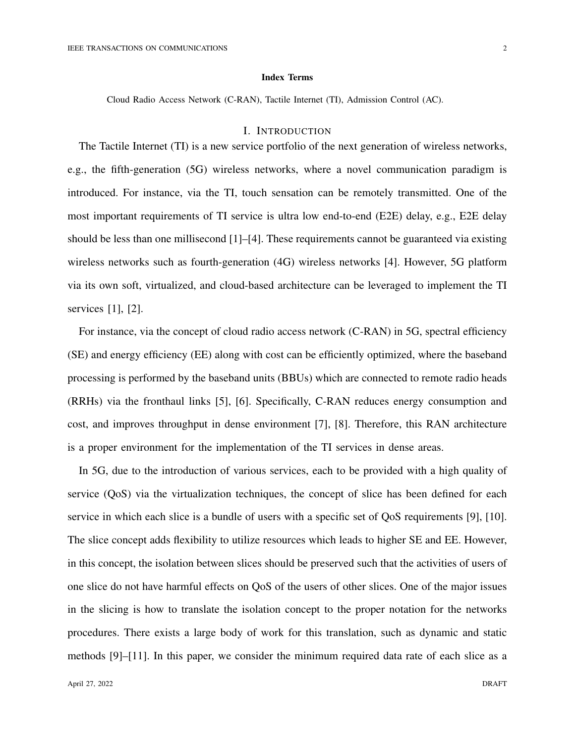### Index Terms

Cloud Radio Access Network (C-RAN), Tactile Internet (TI), Admission Control (AC).

## I. Introduction

The Tactile Internet (TI) is a new service portfolio of the next generation of wireless networks, e.g., the fifth-generation (5G) wireless networks, where a novel communication paradigm is introduced. For instance, via the TI, touch sensation can be remotely transmitted. One of the most important requirements of TI service is ultra low end-to-end (E2E) delay, e.g., E2E delay should be less than one millisecond [1]–[4]. These requirements cannot be guaranteed via existing wireless networks such as fourth-generation (4G) wireless networks [4]. However, 5G platform via its own soft, virtualized, and cloud-based architecture can be leveraged to implement the TI services [1], [2].

For instance, via the concept of cloud radio access network (C-RAN) in 5G, spectral efficiency (SE) and energy efficiency (EE) along with cost can be efficiently optimized, where the baseband processing is performed by the baseband units (BBUs) which are connected to remote radio heads (RRHs) via the fronthaul links [5], [6]. Specifically, C-RAN reduces energy consumption and cost, and improves throughput in dense environment [7], [8]. Therefore, this RAN architecture is a proper environment for the implementation of the TI services in dense areas.

In 5G, due to the introduction of various services, each to be provided with a high quality of service (QoS) via the virtualization techniques, the concept of slice has been defined for each service in which each slice is a bundle of users with a specific set of QoS requirements [9], [10]. The slice concept adds flexibility to utilize resources which leads to higher SE and EE. However, in this concept, the isolation between slices should be preserved such that the activities of users of one slice do not have harmful effects on QoS of the users of other slices. One of the major issues in the slicing is how to translate the isolation concept to the proper notation for the networks procedures. There exists a large body of work for this translation, such as dynamic and static methods [9]–[11]. In this paper, we consider the minimum required data rate of each slice as a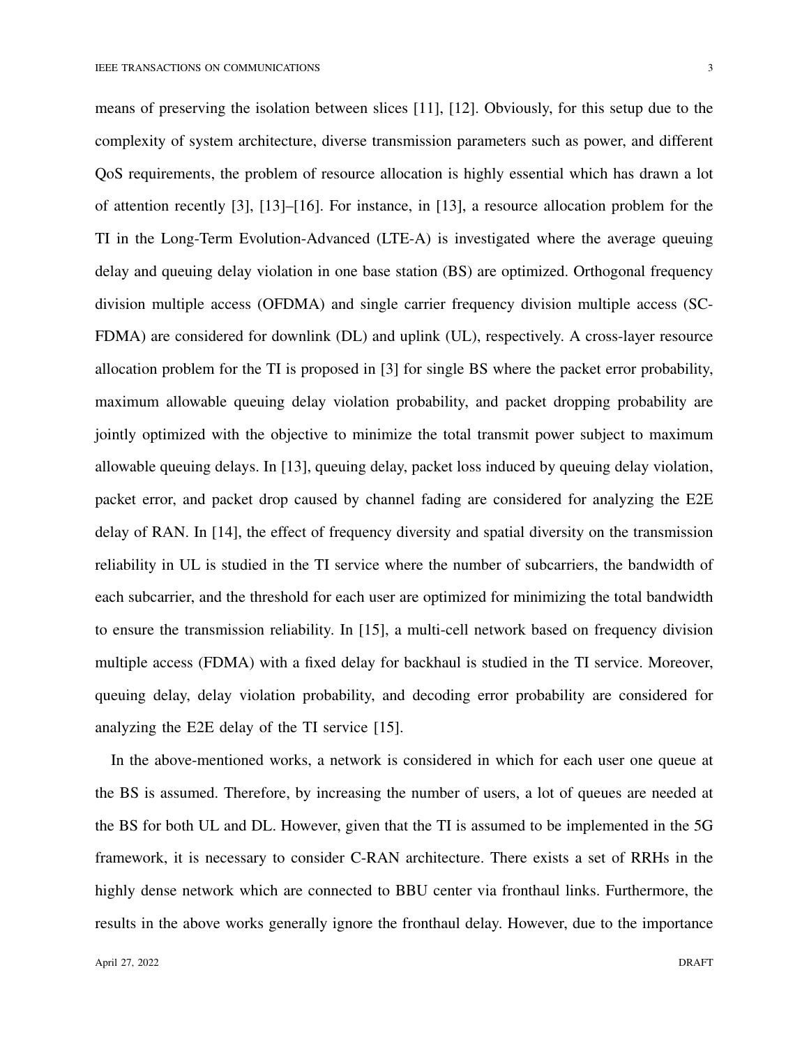means of preserving the isolation between slices [11], [12]. Obviously, for this setup due to the complexity of system architecture, diverse transmission parameters such as power, and different QoS requirements, the problem of resource allocation is highly essential which has drawn a lot of attention recently [3], [13]–[16]. For instance, in [13], a resource allocation problem for the TI in the Long-Term Evolution-Advanced (LTE-A) is investigated where the average queuing delay and queuing delay violation in one base station (BS) are optimized. Orthogonal frequency division multiple access (OFDMA) and single carrier frequency division multiple access (SC-FDMA) are considered for downlink (DL) and uplink (UL), respectively. A cross-layer resource allocation problem for the TI is proposed in [3] for single BS where the packet error probability, maximum allowable queuing delay violation probability, and packet dropping probability are jointly optimized with the objective to minimize the total transmit power subject to maximum allowable queuing delays. In [13], queuing delay, packet loss induced by queuing delay violation, packet error, and packet drop caused by channel fading are considered for analyzing the E2E delay of RAN. In [14], the effect of frequency diversity and spatial diversity on the transmission reliability in UL is studied in the TI service where the number of subcarriers, the bandwidth of each subcarrier, and the threshold for each user are optimized for minimizing the total bandwidth to ensure the transmission reliability. In [15], a multi-cell network based on frequency division multiple access (FDMA) with a fixed delay for backhaul is studied in the TI service. Moreover, queuing delay, delay violation probability, and decoding error probability are considered for analyzing the E2E delay of the TI service [15].

In the above-mentioned works, a network is considered in which for each user one queue at the BS is assumed. Therefore, by increasing the number of users, a lot of queues are needed at the BS for both UL and DL. However, given that the TI is assumed to be implemented in the 5G framework, it is necessary to consider C-RAN architecture. There exists a set of RRHs in the highly dense network which are connected to BBU center via fronthaul links. Furthermore, the results in the above works generally ignore the fronthaul delay. However, due to the importance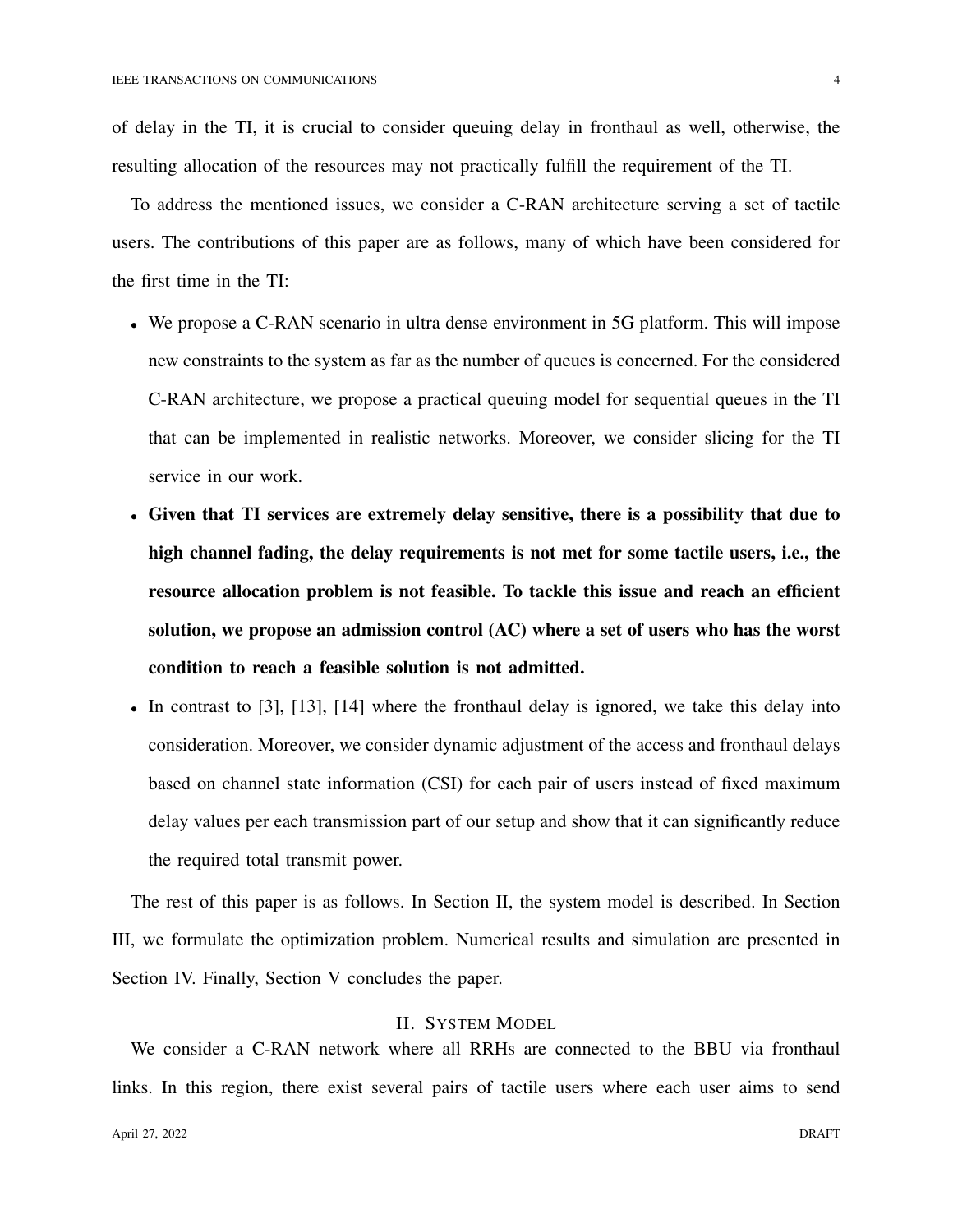of delay in the TI, it is crucial to consider queuing delay in fronthaul as well, otherwise, the resulting allocation of the resources may not practically fulfill the requirement of the TI.

To address the mentioned issues, we consider a C-RAN architecture serving a set of tactile users. The contributions of this paper are as follows, many of which have been considered for the first time in the TI:

- We propose a C-RAN scenario in ultra dense environment in 5G platform. This will impose new constraints to the system as far as the number of queues is concerned. For the considered C-RAN architecture, we propose a practical queuing model for sequential queues in the TI that can be implemented in realistic networks. Moreover, we consider slicing for the TI service in our work.
- **Given that TI services are extremely delay sensitive, there is a possibility that due to high channel fading, the delay requirements is not met for some tactile users, i.e., the resource allocation problem is not feasible. To tackle this issue and reach an efficient solution, we propose an admission control (AC) where a set of users who has the worst condition to reach a feasible solution is not admitted.**
- In contrast to [3], [13], [14] where the fronthaul delay is ignored, we take this delay into consideration. Moreover, we consider dynamic adjustment of the access and fronthaul delays based on channel state information (CSI) for each pair of users instead of fixed maximum delay values per each transmission part of our setup and show that it can significantly reduce the required total transmit power.

The rest of this paper is as follows. In Section II, the system model is described. In Section III, we formulate the optimization problem. Numerical results and simulation are presented in Section IV. Finally, Section V concludes the paper.

## II. System Model

We consider a C-RAN network where all RRHs are connected to the BBU via fronthaul links. In this region, there exist several pairs of tactile users where each user aims to send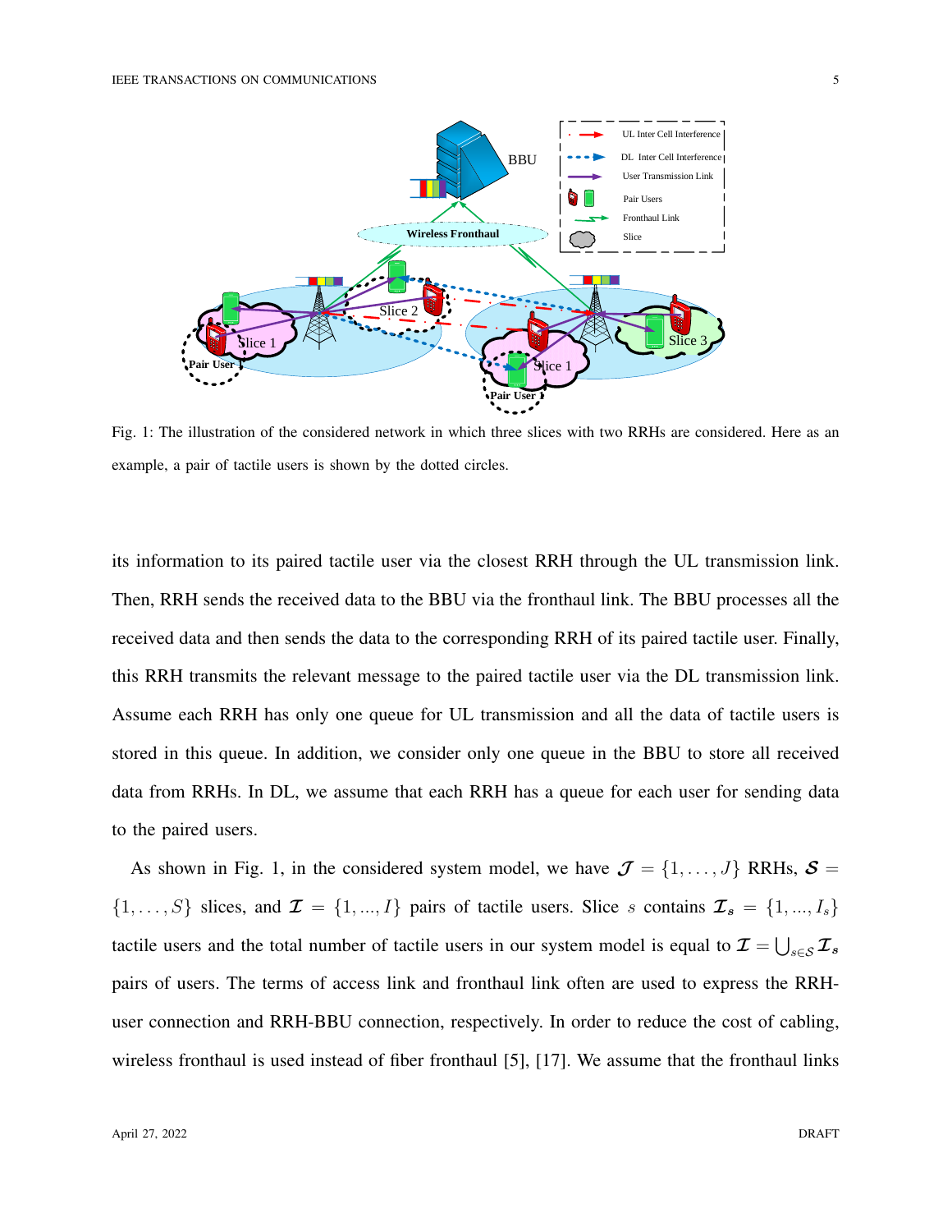Fig. 1: The illustration of the considered network in which three slices with two RRHs are considered. Here as an example, a pair of tactile users is shown by the dotted circles.

its information to its paired tactile user via the closest RRH through the UL transmission link. Then, RRH sends the received data to the BBU via the fronthaul link. The BBU processes all the received data and then sends the data to the corresponding RRH of its paired tactile user. Finally, this RRH transmits the relevant message to the paired tactile user via the DL transmission link. Assume each RRH has only one queue for UL transmission and all the data of tactile users is stored in this queue. In addition, we consider only one queue in the BBU to store all received data from RRHs. In DL, we assume that each RRH has a queue for each user for sending data to the paired users.

As shown in Fig. 1, in the considered system model, we have $\boldsymbol{\mathcal{J}} = \{1, \ldots, J\}$ RRHs, $\boldsymbol{\mathcal{S}} = \{1, \ldots, S\}$ slices, and $\boldsymbol{\mathcal{I}} = \{1, ..., I\}$ pairs of tactile users. Slice $s$ contains $\boldsymbol{\mathcal{I}_s} = \{1, ..., I_s\}$ tactile users and the total number of tactile users in our system model is equal to $\boldsymbol{\mathcal{I}} = \bigcup_{s \in \mathcal{S}} \boldsymbol{\mathcal{I}_s}$ pairs of users. The terms of access link and fronthaul link often are used to express the RRH-user connection and RRH-BBU connection, respectively. In order to reduce the cost of cabling, wireless fronthaul is used instead of fiber fronthaul [5], [17]. We assume that the fronthaul links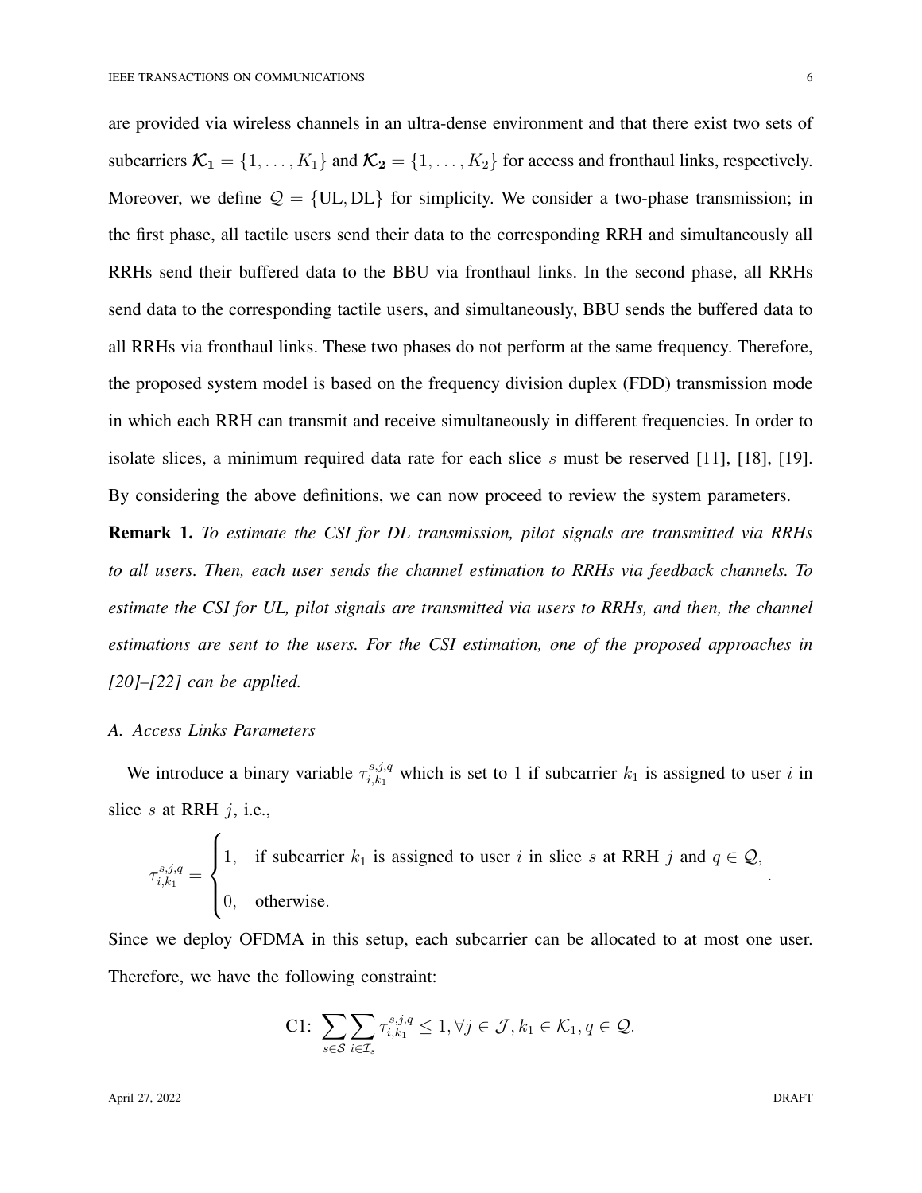are provided via wireless channels in an ultra-dense environment and that there exist two sets of subcarriers $\boldsymbol{\mathcal{K}_1} = \{1, \ldots, K_1\}$ and $\boldsymbol{\mathcal{K}_2} = \{1, \ldots, K_2\}$ for access and fronthaul links, respectively. Moreover, we define $\mathcal{Q} = \{\text{UL}, \text{DL}\}$ for simplicity. We consider a two-phase transmission; in the first phase, all tactile users send their data to the corresponding RRH and simultaneously all RRHs send their buffered data to the BBU via fronthaul links. In the second phase, all RRHs send data to the corresponding tactile users, and simultaneously, BBU sends the buffered data to all RRHs via fronthaul links. These two phases do not perform at the same frequency. Therefore, the proposed system model is based on the frequency division duplex (FDD) transmission mode in which each RRH can transmit and receive simultaneously in different frequencies. In order to isolate slices, a minimum required data rate for each slice $s$ must be reserved [11], [18], [19]. By considering the above definitions, we can now proceed to review the system parameters.

**Remark 1.** *To estimate the CSI for DL transmission, pilot signals are transmitted via RRHs to all users. Then, each user sends the channel estimation to RRHs via feedback channels. To estimate the CSI for UL, pilot signals are transmitted via users to RRHs, and then, the channel estimations are sent to the users. For the CSI estimation, one of the proposed approaches in [20]–[22] can be applied.*

### A. Access Links Parameters

We introduce a binary variable $\tau_{i,k_1}^{s,j,q}$ which is set to 1 if subcarrier $k_1$ is assigned to user $i$ in slice $s$ at RRH $j$, i.e.,

$$\tau_{i,k_1}^{s,j,q} = \begin{cases} 1, & \text{if subcarrier } k_1 \text{ is assigned to user } i \text{ in slice } s \text{ at RRH } j \text{ and } q \in \mathcal{Q}, \\ 0, & \text{otherwise.} \end{cases}.$$

Since we deploy OFDMA in this setup, each subcarrier can be allocated to at most one user. Therefore, we have the following constraint:

$$\text{C1: } \sum_{s \in \mathcal{S}} \sum_{i \in \mathcal{I}_s} \tau_{i,k_1}^{s,j,q} \leq 1, \forall j \in \mathcal{J}, k_1 \in \mathcal{K}_1, q \in \mathcal{Q}.$$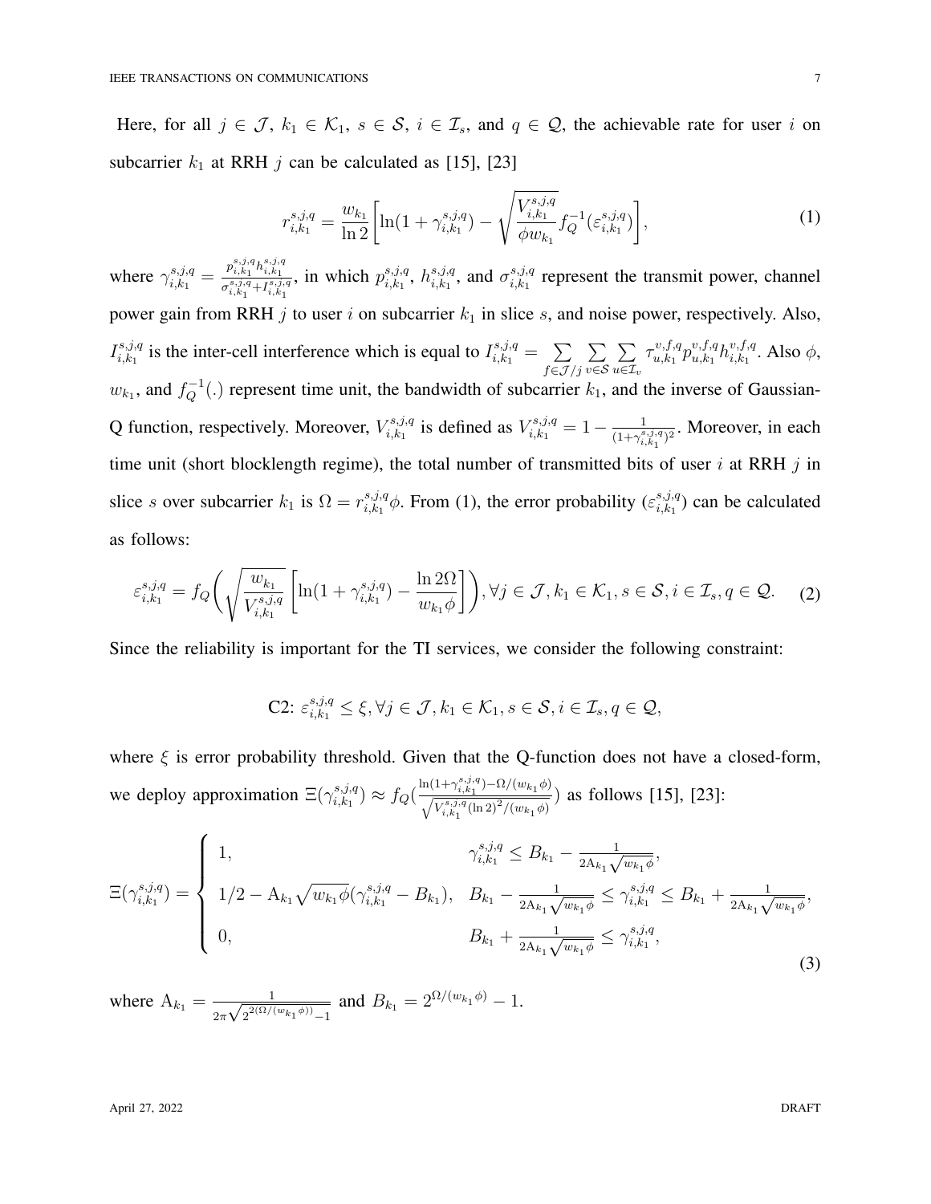Here, for all $j \in \mathcal{J}$, $k_1 \in \mathcal{K}_1$, $s \in \mathcal{S}$, $i \in \mathcal{I}_s$, and $q \in \mathcal{Q}$, the achievable rate for user $i$ on subcarrier $k_1$ at RRH $j$ can be calculated as [15], [23]

$$r_{i,k_1}^{s,j,q} = \frac{w_{k_1}}{\ln 2}\left[\ln(1+\gamma_{i,k_1}^{s,j,q}) - \sqrt{\frac{V_{i,k_1}^{s,j,q}}{\phi w_{k_1}}} f_Q^{-1}(\varepsilon_{i,k_1}^{s,j,q})\right], \tag{1}$$

where $\gamma_{i,k_1}^{s,j,q} = \frac{p_{i,k_1}^{s,j,q} h_{i,k_1}^{s,j,q}}{\sigma_{i,k_1}^{s,j,q} + I_{i,k_1}^{s,j,q}}$, in which $p_{i,k_1}^{s,j,q}$, $h_{i,k_1}^{s,j,q}$, and $\sigma_{i,k_1}^{s,j,q}$ represent the transmit power, channel power gain from RRH $j$ to user $i$ on subcarrier $k_1$ in slice $s$, and noise power, respectively. Also, $I_{i,k_1}^{s,j,q}$ is the inter-cell interference which is equal to $I_{i,k_1}^{s,j,q} = \sum_{f\in\mathcal{J}/j}\sum_{v\in\mathcal{S}}\sum_{u\in\mathcal{I}_v} \tau_{u,k_1}^{v,f,q} p_{u,k_1}^{v,f,q} h_{i,k_1}^{v,f,q}$. Also $\phi$, $w_{k_1}$, and $f_Q^{-1}(.)$ represent time unit, the bandwidth of subcarrier $k_1$, and the inverse of Gaussian-Q function, respectively. Moreover, $V_{i,k_1}^{s,j,q}$ is defined as $V_{i,k_1}^{s,j,q} = 1 - \frac{1}{(1+\gamma_{i,k_1}^{s,j,q})^2}$. Moreover, in each time unit (short blocklength regime), the total number of transmitted bits of user $i$ at RRH $j$ in slice $s$ over subcarrier $k_1$ is $\Omega = r_{i,k_1}^{s,j,q}\phi$. From (1), the error probability ($\varepsilon_{i,k_1}^{s,j,q}$) can be calculated as follows:

$$\varepsilon_{i,k_1}^{s,j,q} = f_Q\left(\sqrt{\frac{w_{k_1}}{V_{i,k_1}^{s,j,q}}}\left[\ln(1+\gamma_{i,k_1}^{s,j,q}) - \frac{\ln 2\Omega}{w_{k_1}\phi}\right]\right), \forall j \in \mathcal{J}, k_1 \in \mathcal{K}_1, s \in \mathcal{S}, i \in \mathcal{I}_s, q \in \mathcal{Q}. \tag{2}$$

Since the reliability is important for the TI services, we consider the following constraint:

$$\text{C2: } \varepsilon_{i,k_1}^{s,j,q} \le \xi, \forall j \in \mathcal{J}, k_1 \in \mathcal{K}_1, s \in \mathcal{S}, i \in \mathcal{I}_s, q \in \mathcal{Q},$$

where $\xi$ is error probability threshold. Given that the Q-function does not have a closed-form, we deploy approximation $\Xi(\gamma_{i,k_1}^{s,j,q}) \approx f_Q\left(\frac{\ln(1+\gamma_{i,k_1}^{s,j,q}) - \Omega/(w_{k_1}\phi)}{\sqrt{V_{i,k_1}^{s,j,q}(\ln 2)^2/(w_{k_1}\phi)}}\right)$ as follows [15], [23]:

$$\Xi(\gamma_{i,k_1}^{s,j,q}) = \begin{cases} 1, & \gamma_{i,k_1}^{s,j,q} \le B_{k_1} - \frac{1}{2\mathrm{A}_{k_1}\sqrt{w_{k_1}\phi}}, \\ 1/2 - \mathrm{A}_{k_1}\sqrt{w_{k_1}\phi}(\gamma_{i,k_1}^{s,j,q} - B_{k_1}), & B_{k_1} - \frac{1}{2\mathrm{A}_{k_1}\sqrt{w_{k_1}\phi}} \le \gamma_{i,k_1}^{s,j,q} \le B_{k_1} + \frac{1}{2\mathrm{A}_{k_1}\sqrt{w_{k_1}\phi}}, \\ 0, & B_{k_1} + \frac{1}{2\mathrm{A}_{k_1}\sqrt{w_{k_1}\phi}} \le \gamma_{i,k_1}^{s,j,q}, \end{cases} \tag{3}$$

where $\mathrm{A}_{k_1} = \frac{1}{2\pi\sqrt{2^{2(\Omega/(w_{k_1}\phi))} - 1}}$ and $B_{k_1} = 2^{\Omega/(w_{k_1}\phi)} - 1$.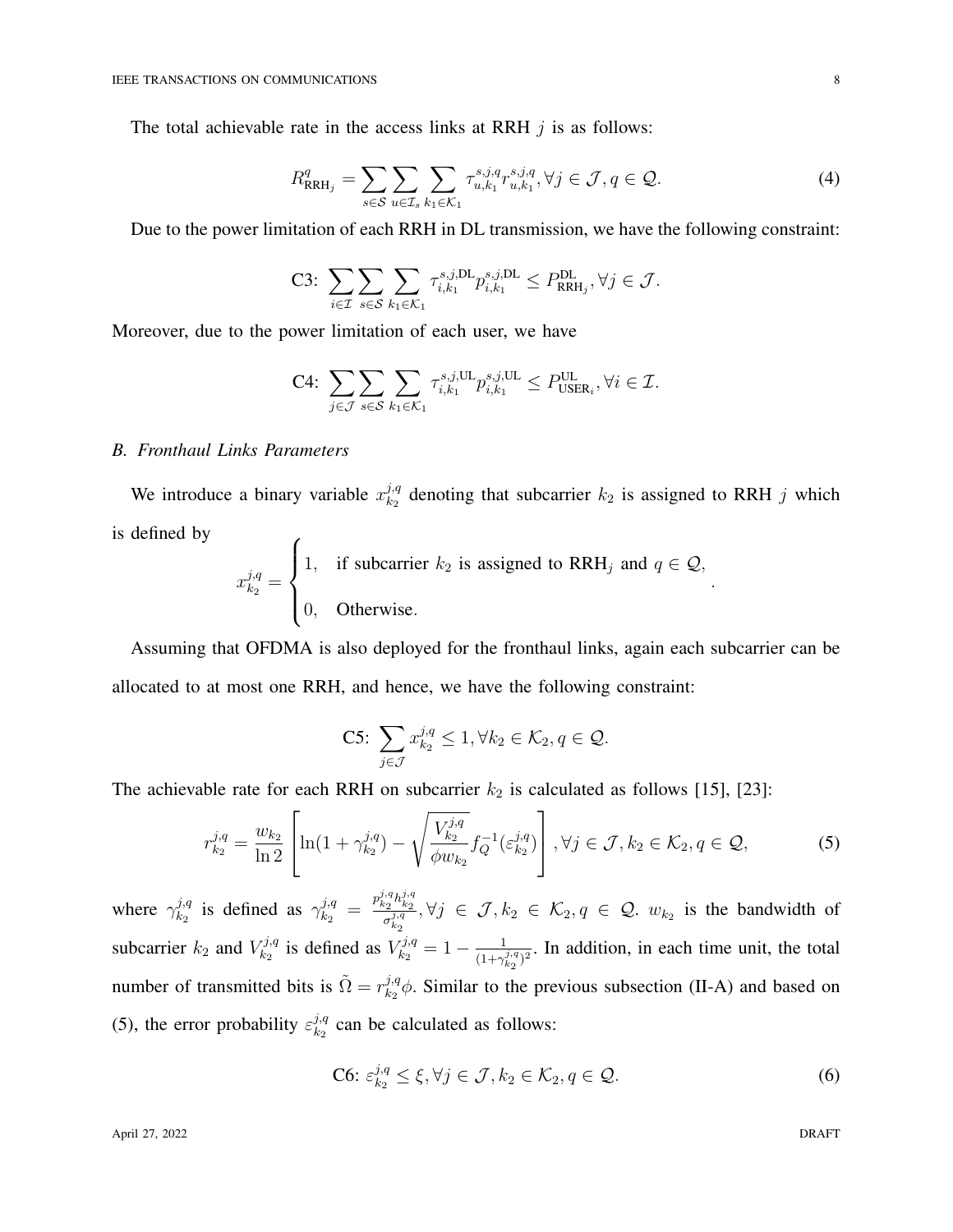The total achievable rate in the access links at RRH $j$ is as follows:

$$R^{q}_{\text{RRH}_j} = \sum_{s\in\mathcal{S}} \sum_{u\in\mathcal{I}_s} \sum_{k_1\in\mathcal{K}_1} \tau^{s,j,q}_{u,k_1} r^{s,j,q}_{u,k_1}, \forall j \in \mathcal{J}, q \in \mathcal{Q}. \tag{4}$$

Due to the power limitation of each RRH in DL transmission, we have the following constraint:

$$\text{C3: } \sum_{i\in\mathcal{I}} \sum_{s\in\mathcal{S}} \sum_{k_1\in\mathcal{K}_1} \tau^{s,j,\text{DL}}_{i,k_1} p^{s,j,\text{DL}}_{i,k_1} \leq P^{\text{DL}}_{\text{RRH}_j}, \forall j \in \mathcal{J}.$$

Moreover, due to the power limitation of each user, we have

$$\text{C4: } \sum_{j\in\mathcal{J}} \sum_{s\in\mathcal{S}} \sum_{k_1\in\mathcal{K}_1} \tau^{s,j,\text{UL}}_{i,k_1} p^{s,j,\text{UL}}_{i,k_1} \leq P^{\text{UL}}_{\text{USER}_i}, \forall i \in \mathcal{I}.$$

### *B. Fronthaul Links Parameters*

We introduce a binary variable $x^{j,q}_{k_2}$ denoting that subcarrier $k_2$ is assigned to RRH $j$ which is defined by

$$x^{j,q}_{k_2} = \begin{cases} 1, & \text{if subcarrier } k_2 \text{ is assigned to } \text{RRH}_j \text{ and } q \in \mathcal{Q}, \\ 0, & \text{Otherwise}. \end{cases}.$$

Assuming that OFDMA is also deployed for the fronthaul links, again each subcarrier can be allocated to at most one RRH, and hence, we have the following constraint:

$$\text{C5: } \sum_{j\in\mathcal{J}} x^{j,q}_{k_2} \leq 1, \forall k_2 \in \mathcal{K}_2, q \in \mathcal{Q}.$$

The achievable rate for each RRH on subcarrier $k_2$ is calculated as follows [15], [23]:

$$r^{j,q}_{k_2} = \frac{w_{k_2}}{\ln 2} \left[ \ln(1+\gamma^{j,q}_{k_2}) - \sqrt{\frac{V^{j,q}_{k_2}}{\phi w_{k_2}}} f^{-1}_{Q}(\varepsilon^{j,q}_{k_2}) \right], \forall j \in \mathcal{J}, k_2 \in \mathcal{K}_2, q \in \mathcal{Q}, \tag{5}$$

where $\gamma^{j,q}_{k_2}$ is defined as $\gamma^{j,q}_{k_2} = \frac{p^{j,q}_{k_2} h^{j,q}_{k_2}}{\sigma^{j,q}_{k_2}}, \forall j \in \mathcal{J}, k_2 \in \mathcal{K}_2, q \in \mathcal{Q}$. $w_{k_2}$ is the bandwidth of subcarrier $k_2$ and $V^{j,q}_{k_2}$ is defined as $V^{j,q}_{k_2} = 1 - \frac{1}{(1+\gamma^{j,q}_{k_2})^2}$. In addition, in each time unit, the total number of transmitted bits is $\tilde{\Omega} = r^{j,q}_{k_2}\phi$. Similar to the previous subsection (II-A) and based on (5), the error probability $\varepsilon^{j,q}_{k_2}$ can be calculated as follows:

$$\text{C6: } \varepsilon^{j,q}_{k_2} \leq \xi, \forall j \in \mathcal{J}, k_2 \in \mathcal{K}_2, q \in \mathcal{Q}. \tag{6}$$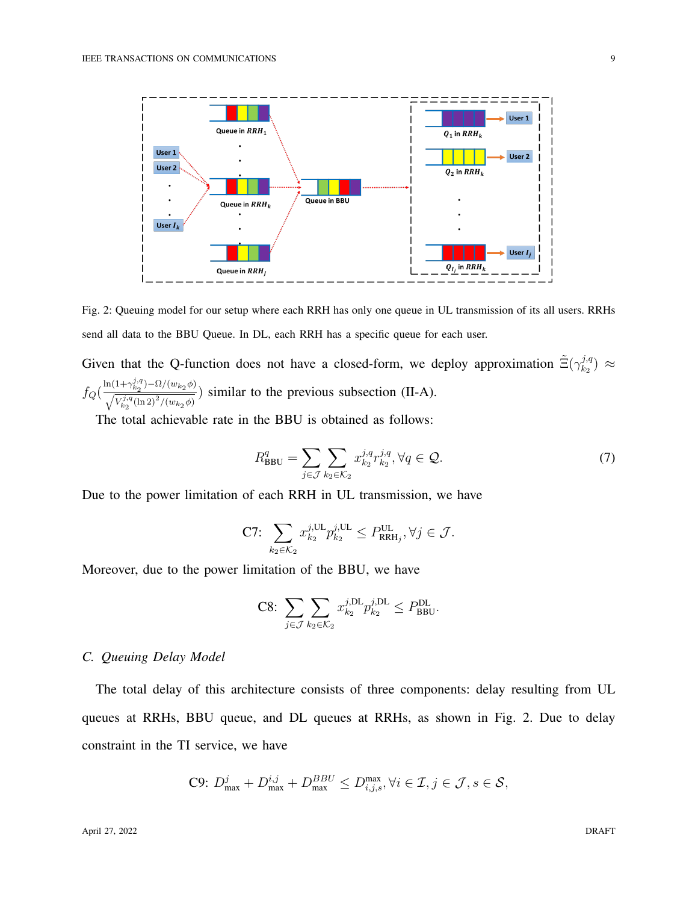Fig. 2: Queuing model for our setup where each RRH has only one queue in UL transmission of its all users. RRHs send all data to the BBU Queue. In DL, each RRH has a specific queue for each user.

Given that the Q-function does not have a closed-form, we deploy approximation $\tilde{\Xi}(\gamma_{k_2}^{j,q}) \approx f_Q(\frac{\ln(1+\gamma_{k_2}^{j,q})-\Omega/(w_{k_2}\phi)}{\sqrt{V_{k_2}^{j,q}(\ln 2)^2/(w_{k_2}\phi)}})$ similar to the previous subsection (II-A).

The total achievable rate in the BBU is obtained as follows:

$$R_{\text{BBU}}^{q} = \sum_{j\in\mathcal{J}} \sum_{k_2\in\mathcal{K}_2} x_{k_2}^{j,q} r_{k_2}^{j,q}, \forall q \in \mathcal{Q}. \tag{7}$$

Due to the power limitation of each RRH in UL transmission, we have

$$\text{C7: } \sum_{k_2\in\mathcal{K}_2} x_{k_2}^{j,\text{UL}} p_{k_2}^{j,\text{UL}} \leq P_{\text{RRH}_j}^{\text{UL}}, \forall j \in \mathcal{J}.$$

Moreover, due to the power limitation of the BBU, we have

$$\text{C8: } \sum_{j\in\mathcal{J}} \sum_{k_2\in\mathcal{K}_2} x_{k_2}^{j,\text{DL}} p_{k_2}^{j,\text{DL}} \leq P_{\text{BBU}}^{\text{DL}}.$$

### C. Queuing Delay Model

The total delay of this architecture consists of three components: delay resulting from UL queues at RRHs, BBU queue, and DL queues at RRHs, as shown in Fig. 2. Due to delay constraint in the TI service, we have

$$\text{C9: } D_{\max}^{j} + D_{\max}^{i,j} + D_{\max}^{BBU} \leq D_{i,j,s}^{\max}, \forall i \in \mathcal{I}, j \in \mathcal{J}, s \in \mathcal{S},$$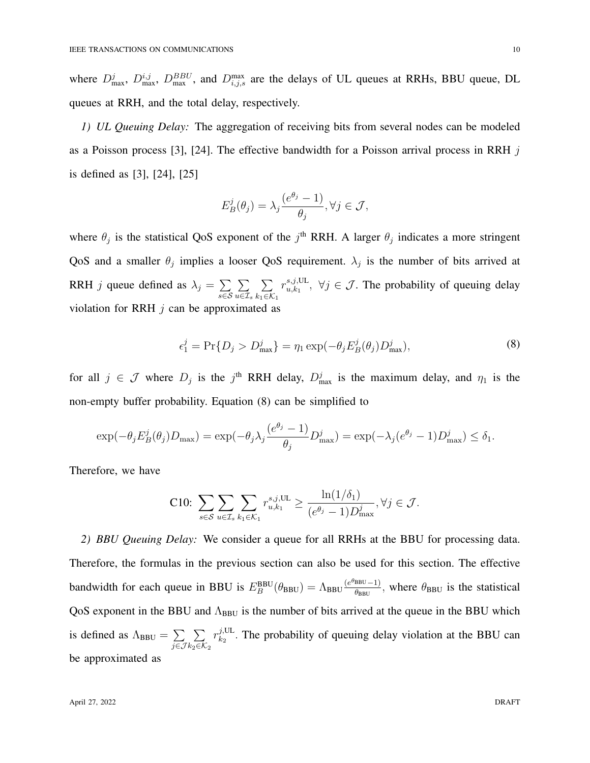where $D_{\max}^{j}$, $D_{\max}^{i,j}$, $D_{\max}^{BBU}$, and $D_{i,j,s}^{\max}$ are the delays of UL queues at RRHs, BBU queue, DL queues at RRH, and the total delay, respectively.

*1) UL Queuing Delay:* The aggregation of receiving bits from several nodes can be modeled as a Poisson process [3], [24]. The effective bandwidth for a Poisson arrival process in RRH $j$ is defined as [3], [24], [25]

$$E_B^j(\theta_j) = \lambda_j \frac{(e^{\theta_j} - 1)}{\theta_j}, \forall j \in \mathcal{J},$$

where $\theta_j$ is the statistical QoS exponent of the $j^{\text{th}}$ RRH. A larger $\theta_j$ indicates a more stringent QoS and a smaller $\theta_j$ implies a looser QoS requirement. $\lambda_j$ is the number of bits arrived at RRH $j$ queue defined as $\lambda_j = \sum\limits_{s \in \mathcal{S}} \sum\limits_{u \in \mathcal{I}_s} \sum\limits_{k_1 \in \mathcal{K}_1} r_{u,k_1}^{s,j,\text{UL}}, \ \forall j \in \mathcal{J}$. The probability of queuing delay violation for RRH $j$ can be approximated as

$$\epsilon_1^j = \Pr\{D_j > D_{\max}^j\} = \eta_1 \exp(-\theta_j E_B^j(\theta_j) D_{\max}^j), \tag{8}$$

for all $j \in \mathcal{J}$ where $D_j$ is the $j^{\text{th}}$ RRH delay, $D_{\max}^j$ is the maximum delay, and $\eta_1$ is the non-empty buffer probability. Equation (8) can be simplified to

$$\exp(-\theta_j E_B^j(\theta_j) D_{\max}) = \exp(-\theta_j \lambda_j \frac{(e^{\theta_j} - 1)}{\theta_j} D_{\max}^j) = \exp(-\lambda_j (e^{\theta_j} - 1) D_{\max}^j) \leq \delta_1.$$

Therefore, we have

$$\text{C10: } \sum_{s \in \mathcal{S}} \sum_{u \in \mathcal{I}_s} \sum_{k_1 \in \mathcal{K}_1} r_{u,k_1}^{s,j,\text{UL}} \geq \frac{\ln(1/\delta_1)}{(e^{\theta_j} - 1) D_{\max}^j}, \forall j \in \mathcal{J}.$$

*2) BBU Queuing Delay:* We consider a queue for all RRHs at the BBU for processing data. Therefore, the formulas in the previous section can also be used for this section. The effective bandwidth for each queue in BBU is $E_B^{\text{BBU}}(\theta_{\text{BBU}}) = \Lambda_{\text{BBU}} \frac{(e^{\theta_{\text{BBU}}} - 1)}{\theta_{\text{BBU}}}$, where $\theta_{\text{BBU}}$ is the statistical QoS exponent in the BBU and $\Lambda_{\text{BBU}}$ is the number of bits arrived at the queue in the BBU which is defined as $\Lambda_{\text{BBU}} = \sum\limits_{j \in \mathcal{J}} \sum\limits_{k_2 \in \mathcal{K}_2} r_{k_2}^{j,\text{UL}}$. The probability of queuing delay violation at the BBU can be approximated as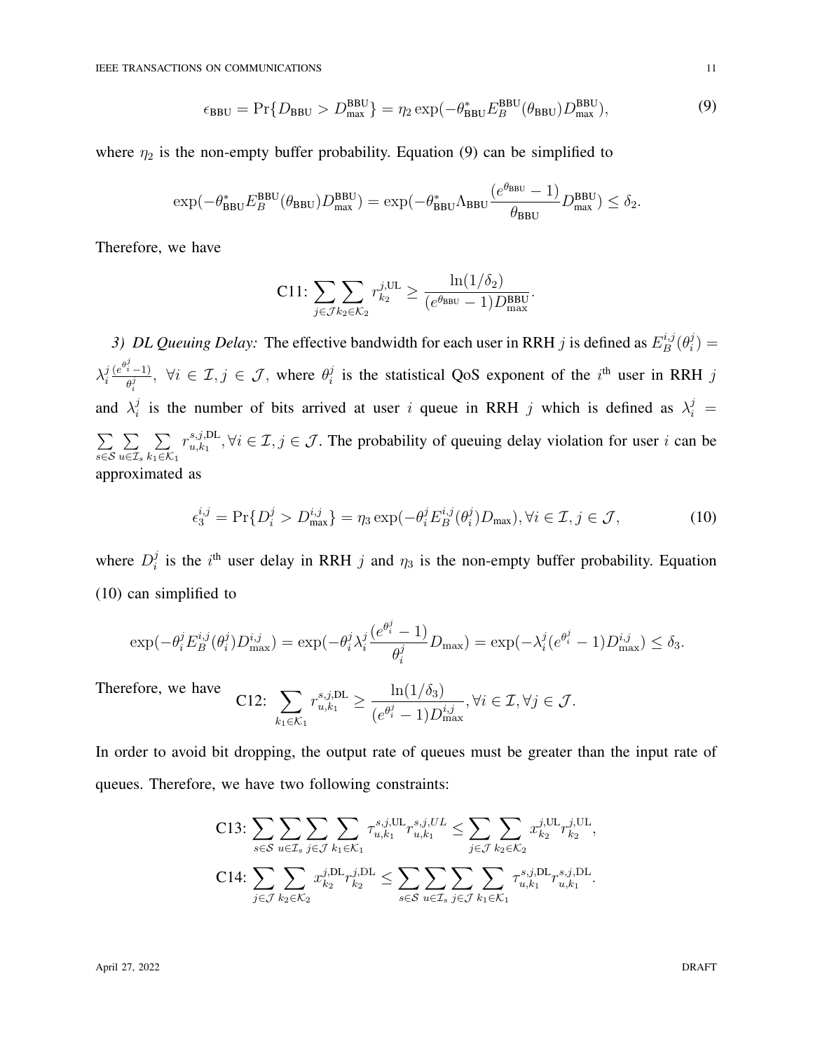$$\epsilon_{\text{BBU}} = \Pr\{D_{\text{BBU}} > D_{\max}^{\text{BBU}}\} = \eta_2 \exp(-\theta_{\text{BBU}}^* E_B^{\text{BBU}}(\theta_{\text{BBU}}) D_{\max}^{\text{BBU}}), \tag{9}$$

where $\eta_2$ is the non-empty buffer probability. Equation (9) can be simplified to

$$\exp(-\theta_{\text{BBU}}^* E_B^{\text{BBU}}(\theta_{\text{BBU}}) D_{\max}^{\text{BBU}}) = \exp(-\theta_{\text{BBU}}^* \Lambda_{\text{BBU}} \frac{(e^{\theta_{\text{BBU}}} - 1)}{\theta_{\text{BBU}}} D_{\max}^{\text{BBU}}) \leq \delta_2.$$

Therefore, we have

$$\text{C11: } \sum_{j \in \mathcal{J}} \sum_{k_2 \in \mathcal{K}_2} r_{k_2}^{j,\text{UL}} \geq \frac{\ln(1/\delta_2)}{(e^{\theta_{\text{BBU}}} - 1) D_{\max}^{\text{BBU}}}.$$

*3) DL Queuing Delay:* The effective bandwidth for each user in RRH $j$ is defined as $E_B^{i,j}(\theta_i^j) = \lambda_i^j \frac{(e^{\theta_i^j} - 1)}{\theta_i^j}, \ \forall i \in \mathcal{I}, j \in \mathcal{J}$, where $\theta_i^j$ is the statistical QoS exponent of the $i^{\text{th}}$ user in RRH $j$ and $\lambda_i^j$ is the number of bits arrived at user $i$ queue in RRH $j$ which is defined as $\lambda_i^j = \sum_{s \in \mathcal{S}} \sum_{u \in \mathcal{I}_s} \sum_{k_1 \in \mathcal{K}_1} r_{u,k_1}^{s,j,\text{DL}}, \forall i \in \mathcal{I}, j \in \mathcal{J}$. The probability of queuing delay violation for user $i$ can be approximated as

$$\epsilon_3^{i,j} = \Pr\{D_i^j > D_{\max}^{i,j}\} = \eta_3 \exp(-\theta_i^j E_B^{i,j}(\theta_i^j) D_{\max}), \forall i \in \mathcal{I}, j \in \mathcal{J}, \tag{10}$$

where $D_i^j$ is the $i^{\text{th}}$ user delay in RRH $j$ and $\eta_3$ is the non-empty buffer probability. Equation (10) can simplified to

$$\exp(-\theta_i^j E_B^{i,j}(\theta_i^j) D_{\max}^{i,j}) = \exp(-\theta_i^j \lambda_i^j \frac{(e^{\theta_i^j} - 1)}{\theta_i^j} D_{\max}) = \exp(-\lambda_i^j (e^{\theta_i^j} - 1) D_{\max}^{i,j}) \leq \delta_3.$$

Therefore, we have

$$\text{C12: } \sum_{k_1 \in \mathcal{K}_1} r_{u,k_1}^{s,j,\text{DL}} \geq \frac{\ln(1/\delta_3)}{(e^{\theta_i^j} - 1) D_{\max}^{i,j}}, \forall i \in \mathcal{I}, \forall j \in \mathcal{J}.$$

In order to avoid bit dropping, the output rate of queues must be greater than the input rate of queues. Therefore, we have two following constraints:

$$\text{C13: } \sum_{s \in \mathcal{S}} \sum_{u \in \mathcal{I}_s} \sum_{j \in \mathcal{J}} \sum_{k_1 \in \mathcal{K}_1} \tau_{u,k_1}^{s,j,\text{UL}} r_{u,k_1}^{s,j,UL} \leq \sum_{j \in \mathcal{J}} \sum_{k_2 \in \mathcal{K}_2} x_{k_2}^{j,\text{UL}} r_{k_2}^{j,\text{UL}},$$

$$\text{C14: } \sum_{j \in \mathcal{J}} \sum_{k_2 \in \mathcal{K}_2} x_{k_2}^{j,\text{DL}} r_{k_2}^{j,\text{DL}} \leq \sum_{s \in \mathcal{S}} \sum_{u \in \mathcal{I}_s} \sum_{j \in \mathcal{J}} \sum_{k_1 \in \mathcal{K}_1} \tau_{u,k_1}^{s,j,\text{DL}} r_{u,k_1}^{s,j,\text{DL}}.$$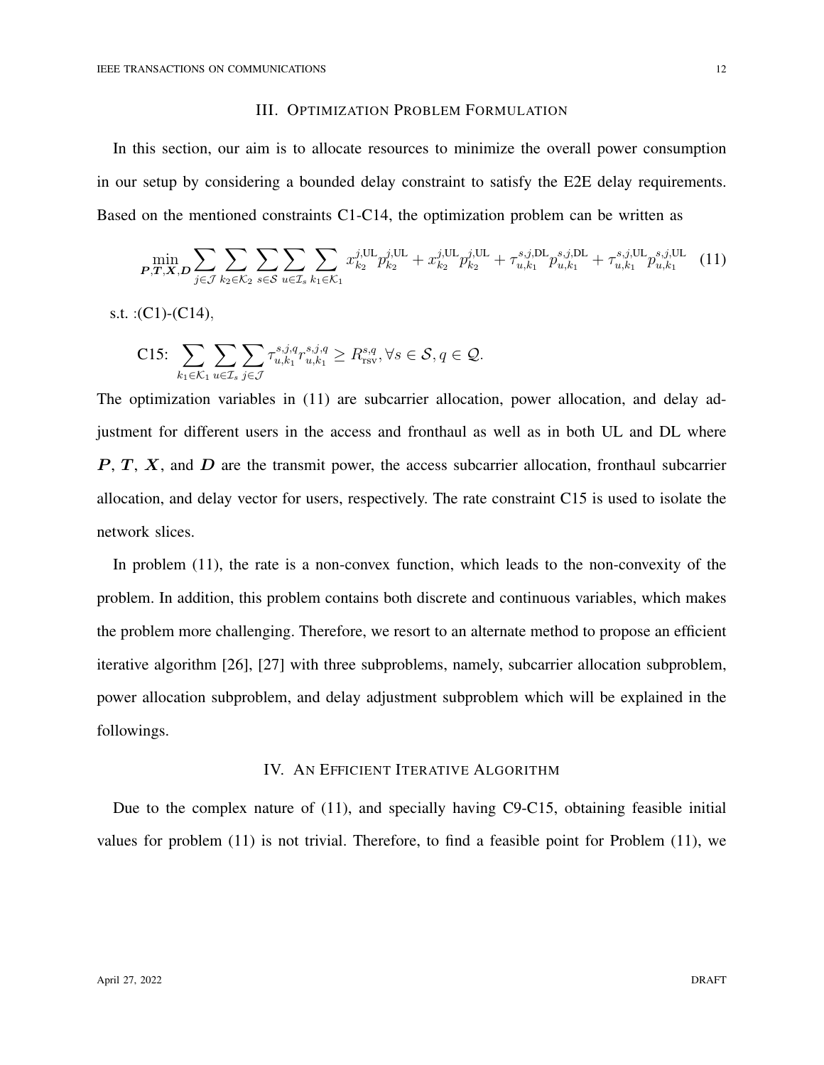## III. Optimization Problem Formulation

In this section, our aim is to allocate resources to minimize the overall power consumption in our setup by considering a bounded delay constraint to satisfy the E2E delay requirements. Based on the mentioned constraints C1-C14, the optimization problem can be written as

$$\min_{\boldsymbol{P},\boldsymbol{T},\boldsymbol{X},\boldsymbol{D}} \sum_{j\in\mathcal{J}} \sum_{k_2\in\mathcal{K}_2} \sum_{s\in\mathcal{S}} \sum_{u\in\mathcal{I}_s} \sum_{k_1\in\mathcal{K}_1} x_{k_2}^{j,\mathrm{UL}} p_{k_2}^{j,\mathrm{UL}} + x_{k_2}^{j,\mathrm{UL}} p_{k_2}^{j,\mathrm{UL}} + \tau_{u,k_1}^{s,j,\mathrm{DL}} p_{u,k_1}^{s,j,\mathrm{DL}} + \tau_{u,k_1}^{s,j,\mathrm{UL}} p_{u,k_1}^{s,j,\mathrm{UL}} \quad (11)$$

s.t. :(C1)-(C14),

$$\text{C15: } \sum_{k_1\in\mathcal{K}_1} \sum_{u\in\mathcal{I}_s} \sum_{j\in\mathcal{J}} \tau_{u,k_1}^{s,j,q} r_{u,k_1}^{s,j,q} \geq R_{\mathrm{rsv}}^{s,q}, \forall s\in\mathcal{S}, q\in\mathcal{Q}.$$

The optimization variables in (11) are subcarrier allocation, power allocation, and delay adjustment for different users in the access and fronthaul as well as in both UL and DL where $\boldsymbol{P}$, $\boldsymbol{T}$, $\boldsymbol{X}$, and $\boldsymbol{D}$ are the transmit power, the access subcarrier allocation, fronthaul subcarrier allocation, and delay vector for users, respectively. The rate constraint C15 is used to isolate the network slices.

In problem (11), the rate is a non-convex function, which leads to the non-convexity of the problem. In addition, this problem contains both discrete and continuous variables, which makes the problem more challenging. Therefore, we resort to an alternate method to propose an efficient iterative algorithm [26], [27] with three subproblems, namely, subcarrier allocation subproblem, power allocation subproblem, and delay adjustment subproblem which will be explained in the followings.

## IV. An Efficient Iterative Algorithm

Due to the complex nature of (11), and specially having C9-C15, obtaining feasible initial values for problem (11) is not trivial. Therefore, to find a feasible point for Problem (11), we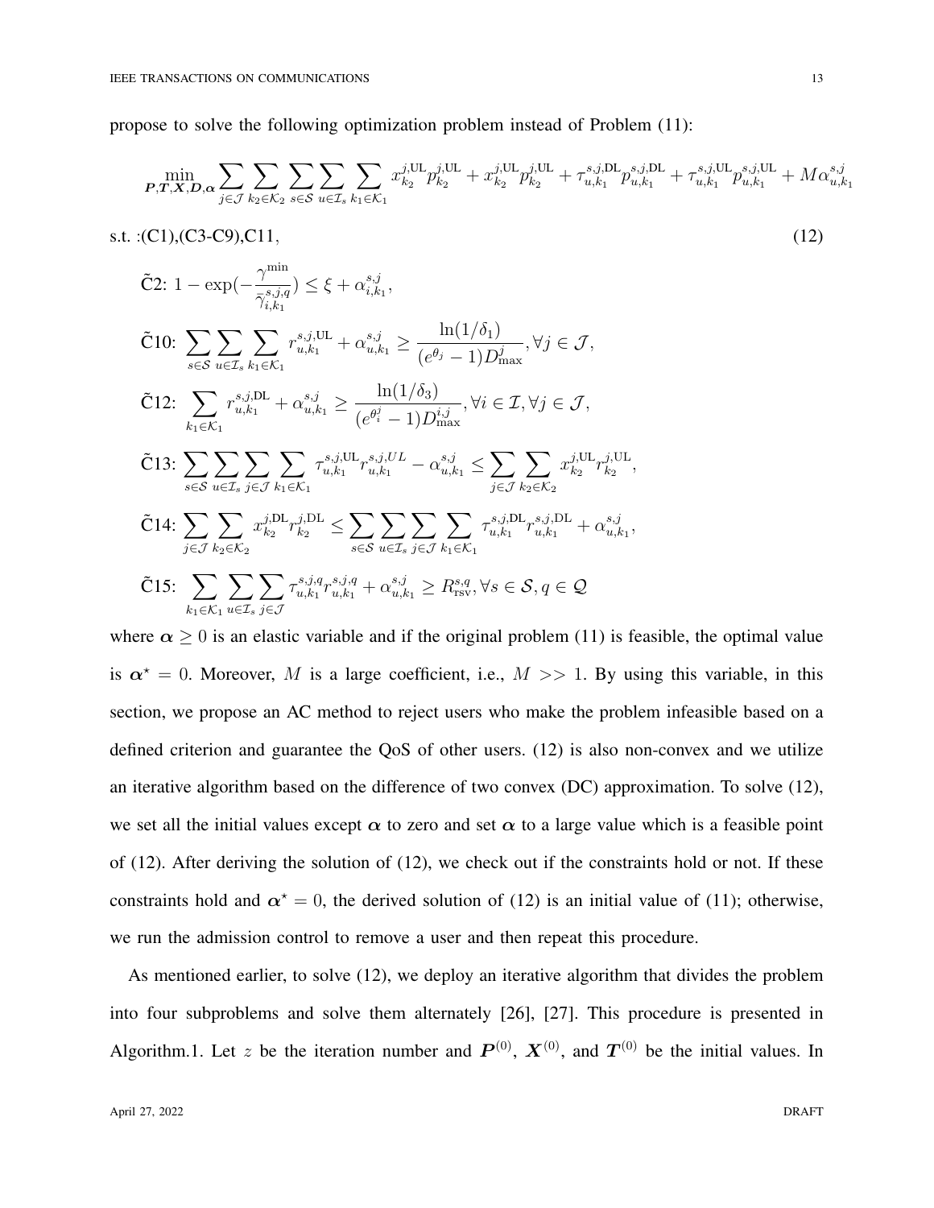propose to solve the following optimization problem instead of Problem (11):

$$
\min_{\boldsymbol{P},\boldsymbol{T},\boldsymbol{X},\boldsymbol{D},\boldsymbol{\alpha}} \sum_{j\in\mathcal{J}}\sum_{k_2\in\mathcal{K}_2}\sum_{s\in\mathcal{S}}\sum_{u\in\mathcal{I}_s}\sum_{k_1\in\mathcal{K}_1} x_{k_2}^{j,\mathrm{UL}}p_{k_2}^{j,\mathrm{UL}} + x_{k_2}^{j,\mathrm{UL}}p_{k_2}^{j,\mathrm{UL}} + \tau_{u,k_1}^{s,j,\mathrm{DL}}p_{u,k_1}^{s,j,\mathrm{DL}} + \tau_{u,k_1}^{s,j,\mathrm{UL}}p_{u,k_1}^{s,j,\mathrm{UL}} + M\alpha_{u,k_1}^{s,j}
$$

s.t. :(C1),(C3-C9),C11, (12)

$$
\tilde{\text{C}}2\text{: } 1-\exp\left(-\frac{\gamma^{\min}}{\bar{\gamma}_{i,k_1}^{s,j,q}}\right) \leq \xi + \alpha_{i,k_1}^{s,j},
$$

$$
\tilde{\text{C}}10\text{: } \sum_{s\in\mathcal{S}}\sum_{u\in\mathcal{I}_s}\sum_{k_1\in\mathcal{K}_1} r_{u,k_1}^{s,j,\mathrm{UL}} + \alpha_{u,k_1}^{s,j} \geq \frac{\ln(1/\delta_1)}{(e^{\theta_j}-1)D_{\max}^{j}}, \forall j\in\mathcal{J},
$$

$$
\tilde{\text{C}}12\text{: } \sum_{k_1\in\mathcal{K}_1} r_{u,k_1}^{s,j,\mathrm{DL}} + \alpha_{u,k_1}^{s,j} \geq \frac{\ln(1/\delta_3)}{(e^{\theta_i^j}-1)D_{\max}^{i,j}}, \forall i\in\mathcal{I}, \forall j\in\mathcal{J},
$$

$$
\tilde{\text{C}}13\text{: } \sum_{s\in\mathcal{S}}\sum_{u\in\mathcal{I}_s}\sum_{j\in\mathcal{J}}\sum_{k_1\in\mathcal{K}_1} \tau_{u,k_1}^{s,j,\mathrm{UL}}r_{u,k_1}^{s,j,UL} - \alpha_{u,k_1}^{s,j} \leq \sum_{j\in\mathcal{J}}\sum_{k_2\in\mathcal{K}_2} x_{k_2}^{j,\mathrm{UL}}r_{k_2}^{j,\mathrm{UL}},
$$

$$
\tilde{\text{C}}14\text{: } \sum_{j\in\mathcal{J}}\sum_{k_2\in\mathcal{K}_2} x_{k_2}^{j,\mathrm{DL}}r_{k_2}^{j,\mathrm{DL}} \leq \sum_{s\in\mathcal{S}}\sum_{u\in\mathcal{I}_s}\sum_{j\in\mathcal{J}}\sum_{k_1\in\mathcal{K}_1} \tau_{u,k_1}^{s,j,\mathrm{DL}}r_{u,k_1}^{s,j,\mathrm{DL}} + \alpha_{u,k_1}^{s,j},
$$

$$
\tilde{\text{C}}15\text{: } \sum_{k_1\in\mathcal{K}_1}\sum_{u\in\mathcal{I}_s}\sum_{j\in\mathcal{J}} \tau_{u,k_1}^{s,j,q}r_{u,k_1}^{s,j,q} + \alpha_{u,k_1}^{s,j} \geq R_{\mathrm{rsv}}^{s,q}, \forall s\in\mathcal{S}, q\in\mathcal{Q}
$$

where $\boldsymbol{\alpha} \geq 0$ is an elastic variable and if the original problem (11) is feasible, the optimal value is $\boldsymbol{\alpha}^{\star} = 0$. Moreover, $M$ is a large coefficient, i.e., $M >> 1$. By using this variable, in this section, we propose an AC method to reject users who make the problem infeasible based on a defined criterion and guarantee the QoS of other users. (12) is also non-convex and we utilize an iterative algorithm based on the difference of two convex (DC) approximation. To solve (12), we set all the initial values except $\boldsymbol{\alpha}$ to zero and set $\boldsymbol{\alpha}$ to a large value which is a feasible point of (12). After deriving the solution of (12), we check out if the constraints hold or not. If these constraints hold and $\boldsymbol{\alpha}^{\star} = 0$, the derived solution of (12) is an initial value of (11); otherwise, we run the admission control to remove a user and then repeat this procedure.

As mentioned earlier, to solve (12), we deploy an iterative algorithm that divides the problem into four subproblems and solve them alternately [26], [27]. This procedure is presented in Algorithm.1. Let $z$ be the iteration number and $\boldsymbol{P}^{(0)}$, $\boldsymbol{X}^{(0)}$, and $\boldsymbol{T}^{(0)}$ be the initial values. In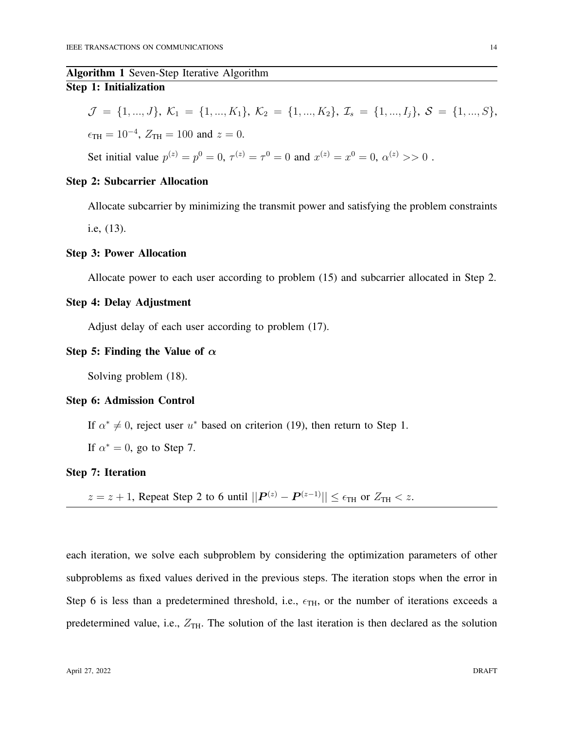**Algorithm 1** Seven-Step Iterative Algorithm

**Step 1: Initialization**

$\mathcal{J} = \{1, ..., J\}$, $\mathcal{K}_1 = \{1, ..., K_1\}$, $\mathcal{K}_2 = \{1, ..., K_2\}$, $\mathcal{I}_s = \{1, ..., I_j\}$, $\mathcal{S} = \{1, ..., S\}$, $\epsilon_{\text{TH}} = 10^{-4}$, $Z_{\text{TH}} = 100$ and $z = 0$.

Set initial value $p^{(z)} = p^0 = 0$, $\tau^{(z)} = \tau^0 = 0$ and $x^{(z)} = x^0 = 0$, $\alpha^{(z)} >> 0$ .

**Step 2: Subcarrier Allocation**

Allocate subcarrier by minimizing the transmit power and satisfying the problem constraints i.e, (13).

**Step 3: Power Allocation**

Allocate power to each user according to problem (15) and subcarrier allocated in Step 2.

**Step 4: Delay Adjustment**

Adjust delay of each user according to problem (17).

**Step 5: Finding the Value of $\boldsymbol{\alpha}$**

Solving problem (18).

**Step 6: Admission Control**

If $\alpha^* \neq 0$, reject user $u^*$ based on criterion (19), then return to Step 1.

If $\alpha^* = 0$, go to Step 7.

**Step 7: Iteration**

$z = z + 1$, Repeat Step 2 to 6 until $||\boldsymbol{P}^{(z)} - \boldsymbol{P}^{(z-1)}|| \leq \epsilon_{\text{TH}}$ or $Z_{\text{TH}} < z$.

---

each iteration, we solve each subproblem by considering the optimization parameters of other subproblems as fixed values derived in the previous steps. The iteration stops when the error in Step 6 is less than a predetermined threshold, i.e., $\epsilon_{\text{TH}}$, or the number of iterations exceeds a predetermined value, i.e., $Z_{\text{TH}}$. The solution of the last iteration is then declared as the solution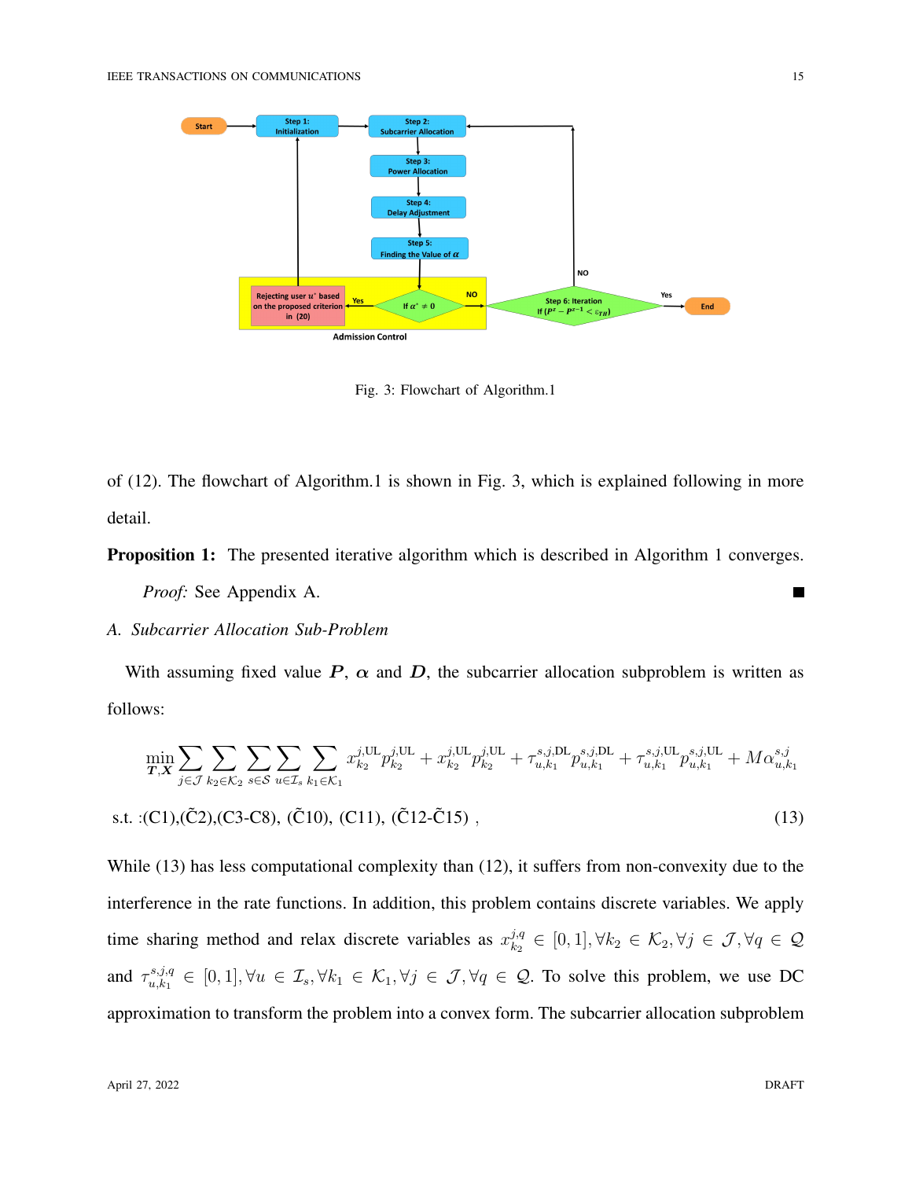Fig. 3: Flowchart of Algorithm.1

of (12). The flowchart of Algorithm.1 is shown in Fig. 3, which is explained following in more detail.

**Proposition 1:** The presented iterative algorithm which is described in Algorithm 1 converges.

*Proof:* See Appendix A. ∎

### A. Subcarrier Allocation Sub-Problem

With assuming fixed value $\boldsymbol{P}$, $\boldsymbol{\alpha}$ and $\boldsymbol{D}$, the subcarrier allocation subproblem is written as follows:

$$\min_{\boldsymbol{T},\boldsymbol{X}} \sum_{j\in\mathcal{J}} \sum_{k_2\in\mathcal{K}_2} \sum_{s\in\mathcal{S}} \sum_{u\in\mathcal{I}_s} \sum_{k_1\in\mathcal{K}_1} x_{k_2}^{j,\text{UL}} p_{k_2}^{j,\text{UL}} + x_{k_2}^{j,\text{UL}} p_{k_2}^{j,\text{UL}} + \tau_{u,k_1}^{s,j,\text{DL}} p_{u,k_1}^{s,j,\text{DL}} + \tau_{u,k_1}^{s,j,\text{UL}} p_{u,k_1}^{s,j,\text{UL}} + M\alpha_{u,k_1}^{s,j}$$

$$\text{s.t. :(C1),}(\tilde{\text{C}}2)\text{,(C3-C8), }(\tilde{\text{C}}10)\text{, (C11), }(\tilde{\text{C}}12\text{-}\tilde{\text{C}}15)\text{ ,} \tag{13}$$

While (13) has less computational complexity than (12), it suffers from non-convexity due to the interference in the rate functions. In addition, this problem contains discrete variables. We apply time sharing method and relax discrete variables as $x_{k_2}^{j,q} \in [0,1], \forall k_2 \in \mathcal{K}_2, \forall j \in \mathcal{J}, \forall q \in \mathcal{Q}$ and $\tau_{u,k_1}^{s,j,q} \in [0,1], \forall u \in \mathcal{I}_s, \forall k_1 \in \mathcal{K}_1, \forall j \in \mathcal{J}, \forall q \in \mathcal{Q}$. To solve this problem, we use DC approximation to transform the problem into a convex form. The subcarrier allocation subproblem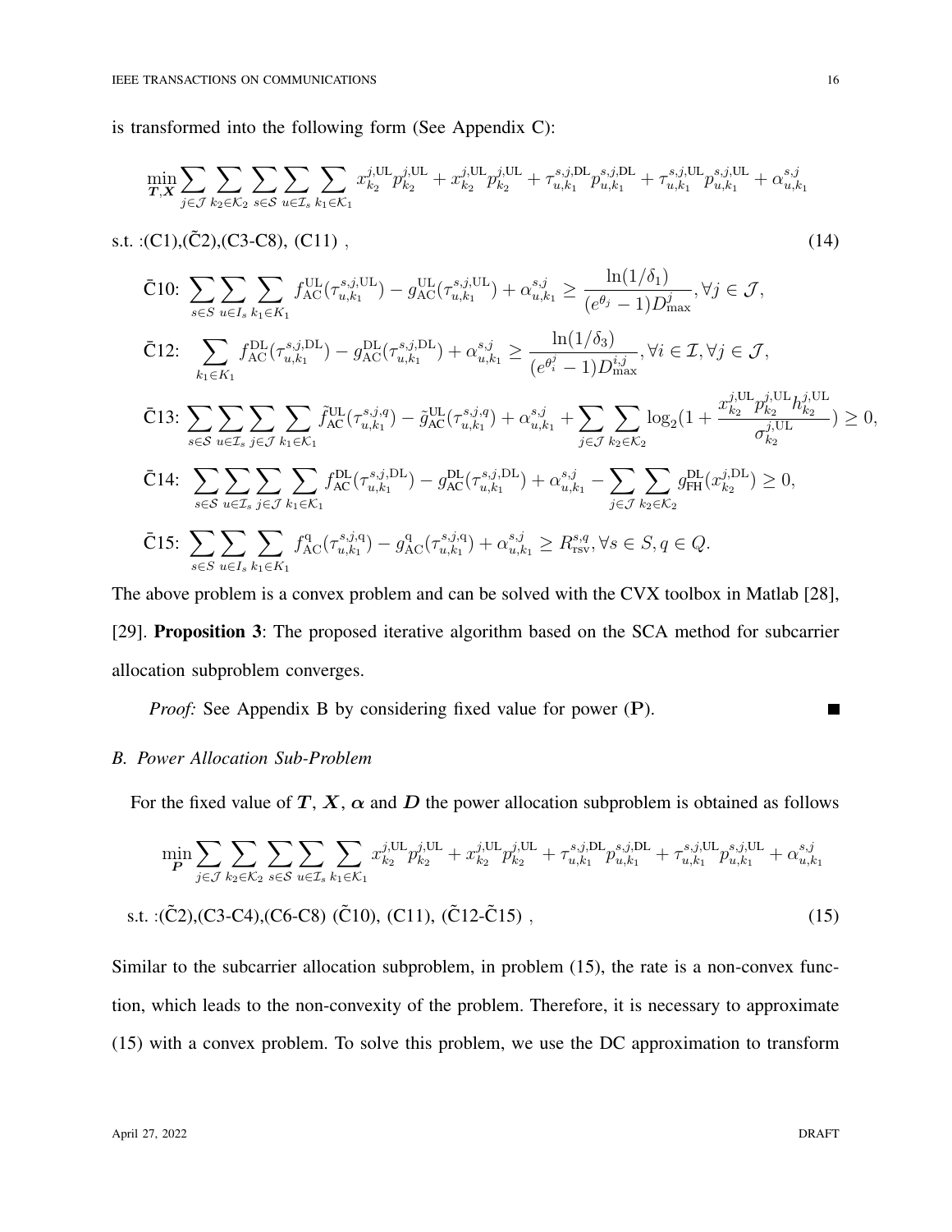is transformed into the following form (See Appendix C):

$$\min_{\boldsymbol{T},\boldsymbol{X}} \sum_{j\in\mathcal{J}} \sum_{k_2\in\mathcal{K}_2} \sum_{s\in\mathcal{S}} \sum_{u\in\mathcal{I}_s} \sum_{k_1\in\mathcal{K}_1} x_{k_2}^{j,\mathrm{UL}} p_{k_2}^{j,\mathrm{UL}} + x_{k_2}^{j,\mathrm{UL}} p_{k_2}^{j,\mathrm{UL}} + \tau_{u,k_1}^{s,j,\mathrm{DL}} p_{u,k_1}^{s,j,\mathrm{DL}} + \tau_{u,k_1}^{s,j,\mathrm{UL}} p_{u,k_1}^{s,j,\mathrm{UL}} + \alpha_{u,k_1}^{s,j}$$

s.t. :(C1),($\tilde{\mathrm{C}}$2),(C3-C8), (C11) , (14)

$$\bar{\mathrm{C}}10\text{: } \sum_{s\in S} \sum_{u\in I_s} \sum_{k_1\in K_1} f_{\mathrm{AC}}^{\mathrm{UL}}(\tau_{u,k_1}^{s,j,\mathrm{UL}}) - g_{\mathrm{AC}}^{\mathrm{UL}}(\tau_{u,k_1}^{s,j,\mathrm{UL}}) + \alpha_{u,k_1}^{s,j} \geq \frac{\ln(1/\delta_1)}{(e^{\theta_j}-1)D_{\max}^{j}}, \forall j\in\mathcal{J},$$

$$\bar{\mathrm{C}}12\text{: } \sum_{k_1\in K_1} f_{\mathrm{AC}}^{\mathrm{DL}}(\tau_{u,k_1}^{s,j,\mathrm{DL}}) - g_{\mathrm{AC}}^{\mathrm{DL}}(\tau_{u,k_1}^{s,j,\mathrm{DL}}) + \alpha_{u,k_1}^{s,j} \geq \frac{\ln(1/\delta_3)}{(e^{\theta_i^j}-1)D_{\max}^{i,j}}, \forall i\in\mathcal{I}, \forall j\in\mathcal{J},$$

$$\bar{\mathrm{C}}13\text{: } \sum_{s\in\mathcal{S}} \sum_{u\in\mathcal{I}_s} \sum_{j\in\mathcal{J}} \sum_{k_1\in\mathcal{K}_1} \tilde{f}_{\mathrm{AC}}^{\mathrm{UL}}(\tau_{u,k_1}^{s,j,q}) - \tilde{g}_{\mathrm{AC}}^{\mathrm{UL}}(\tau_{u,k_1}^{s,j,q}) + \alpha_{u,k_1}^{s,j} + \sum_{j\in\mathcal{J}} \sum_{k_2\in\mathcal{K}_2} \log_2\Big(1+\frac{x_{k_2}^{j,\mathrm{UL}} p_{k_2}^{j,\mathrm{UL}} h_{k_2}^{j,\mathrm{UL}}}{\sigma_{k_2}^{j,\mathrm{UL}}}\Big) \geq 0,$$

$$\bar{\mathrm{C}}14\text{: } \sum_{s\in\mathcal{S}} \sum_{u\in\mathcal{I}_s} \sum_{j\in\mathcal{J}} \sum_{k_1\in\mathcal{K}_1} f_{\mathrm{AC}}^{\mathrm{DL}}(\tau_{u,k_1}^{s,j,\mathrm{DL}}) - g_{\mathrm{AC}}^{\mathrm{DL}}(\tau_{u,k_1}^{s,j,\mathrm{DL}}) + \alpha_{u,k_1}^{s,j} - \sum_{j\in\mathcal{J}} \sum_{k_2\in\mathcal{K}_2} g_{\mathrm{FH}}^{\mathrm{DL}}(x_{k_2}^{j,\mathrm{DL}}) \geq 0,$$

$$\bar{\mathrm{C}}15\text{: } \sum_{s\in S} \sum_{u\in I_s} \sum_{k_1\in K_1} f_{\mathrm{AC}}^{\mathrm{q}}(\tau_{u,k_1}^{s,j,\mathrm{q}}) - g_{\mathrm{AC}}^{\mathrm{q}}(\tau_{u,k_1}^{s,j,\mathrm{q}}) + \alpha_{u,k_1}^{s,j} \geq R_{\mathrm{rsv}}^{s,q}, \forall s\in S, q\in Q.$$

The above problem is a convex problem and can be solved with the CVX toolbox in Matlab [28], [29]. **Proposition 3**: The proposed iterative algorithm based on the SCA method for subcarrier allocation subproblem converges.

*Proof:* See Appendix B by considering fixed value for power ($\mathbf{P}$). ∎

### *B. Power Allocation Sub-Problem*

For the fixed value of $\boldsymbol{T}$, $\boldsymbol{X}$, $\boldsymbol{\alpha}$ and $\boldsymbol{D}$ the power allocation subproblem is obtained as follows

$$\min_{\boldsymbol{P}} \sum_{j\in\mathcal{J}} \sum_{k_2\in\mathcal{K}_2} \sum_{s\in\mathcal{S}} \sum_{u\in\mathcal{I}_s} \sum_{k_1\in\mathcal{K}_1} x_{k_2}^{j,\mathrm{UL}} p_{k_2}^{j,\mathrm{UL}} + x_{k_2}^{j,\mathrm{UL}} p_{k_2}^{j,\mathrm{UL}} + \tau_{u,k_1}^{s,j,\mathrm{DL}} p_{u,k_1}^{s,j,\mathrm{DL}} + \tau_{u,k_1}^{s,j,\mathrm{UL}} p_{u,k_1}^{s,j,\mathrm{UL}} + \alpha_{u,k_1}^{s,j}$$

s.t. :($\tilde{\mathrm{C}}$2),(C3-C4),(C6-C8) ($\tilde{\mathrm{C}}$10), (C11), ($\tilde{\mathrm{C}}$12-$\tilde{\mathrm{C}}$15) , (15)

Similar to the subcarrier allocation subproblem, in problem (15), the rate is a non-convex function, which leads to the non-convexity of the problem. Therefore, it is necessary to approximate (15) with a convex problem. To solve this problem, we use the DC approximation to transform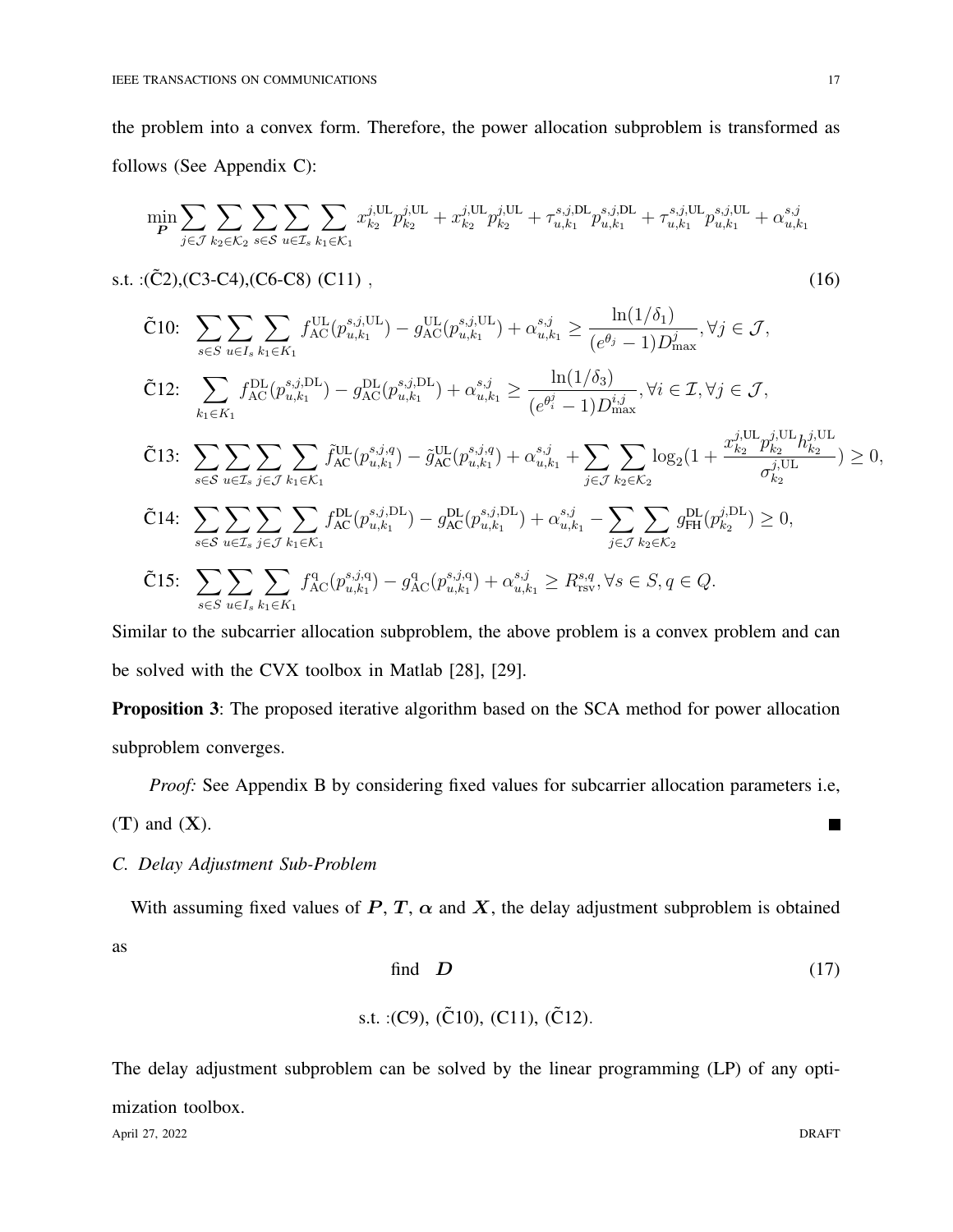the problem into a convex form. Therefore, the power allocation subproblem is transformed as follows (See Appendix C):

$$
\min_{\boldsymbol{P}} \sum_{j\in\mathcal{J}} \sum_{k_2\in\mathcal{K}_2} \sum_{s\in\mathcal{S}} \sum_{u\in\mathcal{I}_s} \sum_{k_1\in\mathcal{K}_1} x_{k_2}^{j,\mathrm{UL}} p_{k_2}^{j,\mathrm{UL}} + x_{k_2}^{j,\mathrm{UL}} p_{k_2}^{j,\mathrm{UL}} + \tau_{u,k_1}^{s,j,\mathrm{DL}} p_{u,k_1}^{s,j,\mathrm{DL}} + \tau_{u,k_1}^{s,j,\mathrm{UL}} p_{u,k_1}^{s,j,\mathrm{UL}} + \alpha_{u,k_1}^{s,j}
$$

$$
\text{s.t. :}(\tilde{\text{C}}2),(\text{C3-C4}),(\text{C6-C8})\ (\text{C11})\ , \tag{16}
$$

$$
\tilde{\text{C}}10\text{:}\ \ \sum_{s\in S} \sum_{u\in I_s} \sum_{k_1\in K_1} f_{\mathrm{AC}}^{\mathrm{UL}}(p_{u,k_1}^{s,j,\mathrm{UL}}) - g_{\mathrm{AC}}^{\mathrm{UL}}(p_{u,k_1}^{s,j,\mathrm{UL}}) + \alpha_{u,k_1}^{s,j} \geq \frac{\ln(1/\delta_1)}{(e^{\theta_j}-1)D_{\max}^{j}}, \forall j\in\mathcal{J},
$$

$$
\tilde{\text{C}}12\text{:}\ \ \sum_{k_1\in K_1} f_{\mathrm{AC}}^{\mathrm{DL}}(p_{u,k_1}^{s,j,\mathrm{DL}}) - g_{\mathrm{AC}}^{\mathrm{DL}}(p_{u,k_1}^{s,j,\mathrm{DL}}) + \alpha_{u,k_1}^{s,j} \geq \frac{\ln(1/\delta_3)}{(e^{\theta_i^j}-1)D_{\max}^{i,j}}, \forall i\in\mathcal{I}, \forall j\in\mathcal{J},
$$

$$
\tilde{\text{C}}13\text{:}\ \ \sum_{s\in\mathcal{S}} \sum_{u\in\mathcal{I}_s} \sum_{j\in\mathcal{J}} \sum_{k_1\in\mathcal{K}_1} \tilde{f}_{\mathrm{AC}}^{\mathrm{UL}}(p_{u,k_1}^{s,j,q}) - \tilde{g}_{\mathrm{AC}}^{\mathrm{UL}}(p_{u,k_1}^{s,j,q}) + \alpha_{u,k_1}^{s,j} + \sum_{j\in\mathcal{J}} \sum_{k_2\in\mathcal{K}_2} \log_2\Big(1+\frac{x_{k_2}^{j,\mathrm{UL}} p_{k_2}^{j,\mathrm{UL}} h_{k_2}^{j,\mathrm{UL}}}{\sigma_{k_2}^{j,\mathrm{UL}}}\Big) \geq 0,
$$

$$
\tilde{\text{C}}14\text{:}\ \ \sum_{s\in\mathcal{S}} \sum_{u\in\mathcal{I}_s} \sum_{j\in\mathcal{J}} \sum_{k_1\in\mathcal{K}_1} f_{\mathrm{AC}}^{\mathrm{DL}}(p_{u,k_1}^{s,j,\mathrm{DL}}) - g_{\mathrm{AC}}^{\mathrm{DL}}(p_{u,k_1}^{s,j,\mathrm{DL}}) + \alpha_{u,k_1}^{s,j} - \sum_{j\in\mathcal{J}} \sum_{k_2\in\mathcal{K}_2} g_{\mathrm{FH}}^{\mathrm{DL}}(p_{k_2}^{j,\mathrm{DL}}) \geq 0,
$$

$$
\tilde{\text{C}}15\text{:}\ \ \sum_{s\in S} \sum_{u\in I_s} \sum_{k_1\in K_1} f_{\mathrm{AC}}^{\mathrm{q}}(p_{u,k_1}^{s,j,\mathrm{q}}) - g_{\mathrm{AC}}^{\mathrm{q}}(p_{u,k_1}^{s,j,\mathrm{q}}) + \alpha_{u,k_1}^{s,j} \geq R_{\mathrm{rsv}}^{s,q}, \forall s\in S, q\in Q.
$$

Similar to the subcarrier allocation subproblem, the above problem is a convex problem and can be solved with the CVX toolbox in Matlab [28], [29].

**Proposition 3**: The proposed iterative algorithm based on the SCA method for power allocation subproblem converges.

*Proof:* See Appendix B by considering fixed values for subcarrier allocation parameters i.e, ($\mathbf{T}$) and ($\mathbf{X}$). ∎

### *C. Delay Adjustment Sub-Problem*

With assuming fixed values of $\boldsymbol{P}$, $\boldsymbol{T}$, $\boldsymbol{\alpha}$ and $\boldsymbol{X}$, the delay adjustment subproblem is obtained as

$$
\text{find}\ \ \boldsymbol{D} \tag{17}
$$

$$
\text{s.t. :}(\text{C9}),\ (\tilde{\text{C}}10),\ (\text{C11}),\ (\tilde{\text{C}}12).
$$

The delay adjustment subproblem can be solved by the linear programming (LP) of any optimization toolbox.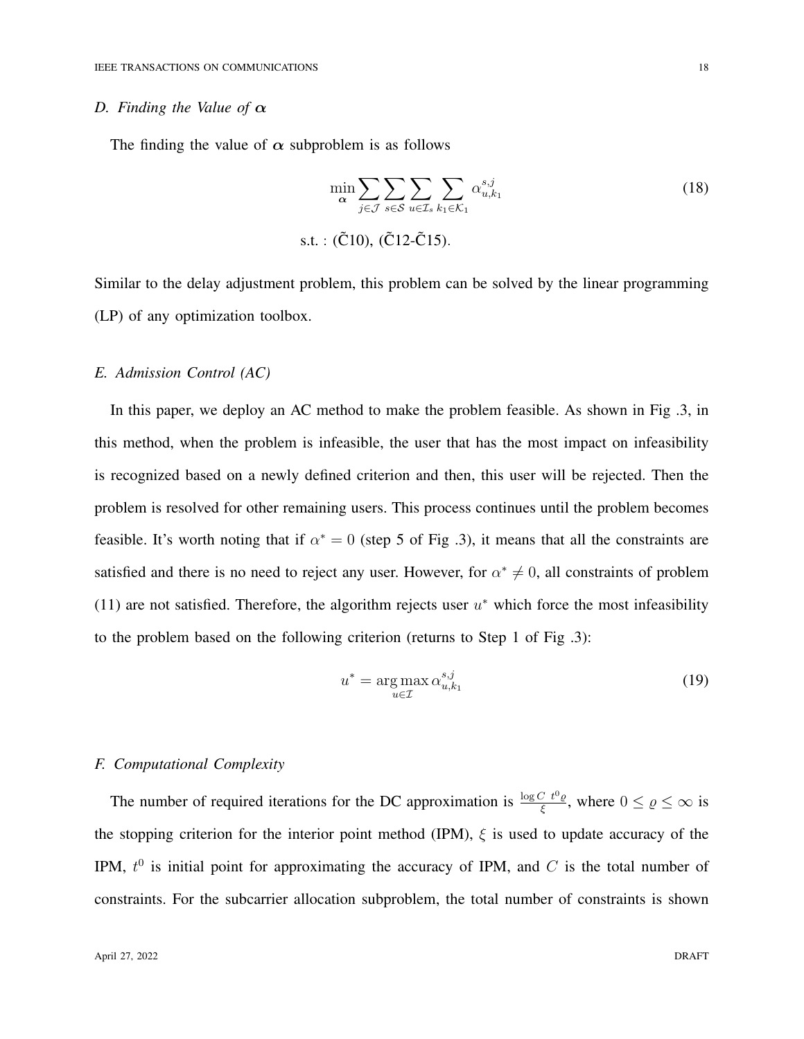### D. Finding the Value of $\boldsymbol{\alpha}$

The finding the value of $\boldsymbol{\alpha}$ subproblem is as follows

$$\min_{\boldsymbol{\alpha}} \sum_{j\in\mathcal{J}} \sum_{s\in\mathcal{S}} \sum_{u\in\mathcal{I}_s} \sum_{k_1\in\mathcal{K}_1} \alpha_{u,k_1}^{s,j} \tag{18}$$

$$\text{s.t. : } (\tilde{\text{C}}10),\ (\tilde{\text{C}}12\text{-}\tilde{\text{C}}15).$$

Similar to the delay adjustment problem, this problem can be solved by the linear programming (LP) of any optimization toolbox.

### E. Admission Control (AC)

In this paper, we deploy an AC method to make the problem feasible. As shown in Fig .3, in this method, when the problem is infeasible, the user that has the most impact on infeasibility is recognized based on a newly defined criterion and then, this user will be rejected. Then the problem is resolved for other remaining users. This process continues until the problem becomes feasible. It's worth noting that if $\alpha^* = 0$ (step 5 of Fig .3), it means that all the constraints are satisfied and there is no need to reject any user. However, for $\alpha^* \neq 0$, all constraints of problem (11) are not satisfied. Therefore, the algorithm rejects user $u^*$ which force the most infeasibility to the problem based on the following criterion (returns to Step 1 of Fig .3):

$$u^* = \arg\max_{u\in\mathcal{I}} \alpha_{u,k_1}^{s,j} \tag{19}$$

### F. Computational Complexity

The number of required iterations for the DC approximation is $\frac{\log C\ t^0 \varrho}{\xi}$, where $0 \leq \varrho \leq \infty$ is the stopping criterion for the interior point method (IPM), $\xi$ is used to update accuracy of the IPM, $t^0$ is initial point for approximating the accuracy of IPM, and $C$ is the total number of constraints. For the subcarrier allocation subproblem, the total number of constraints is shown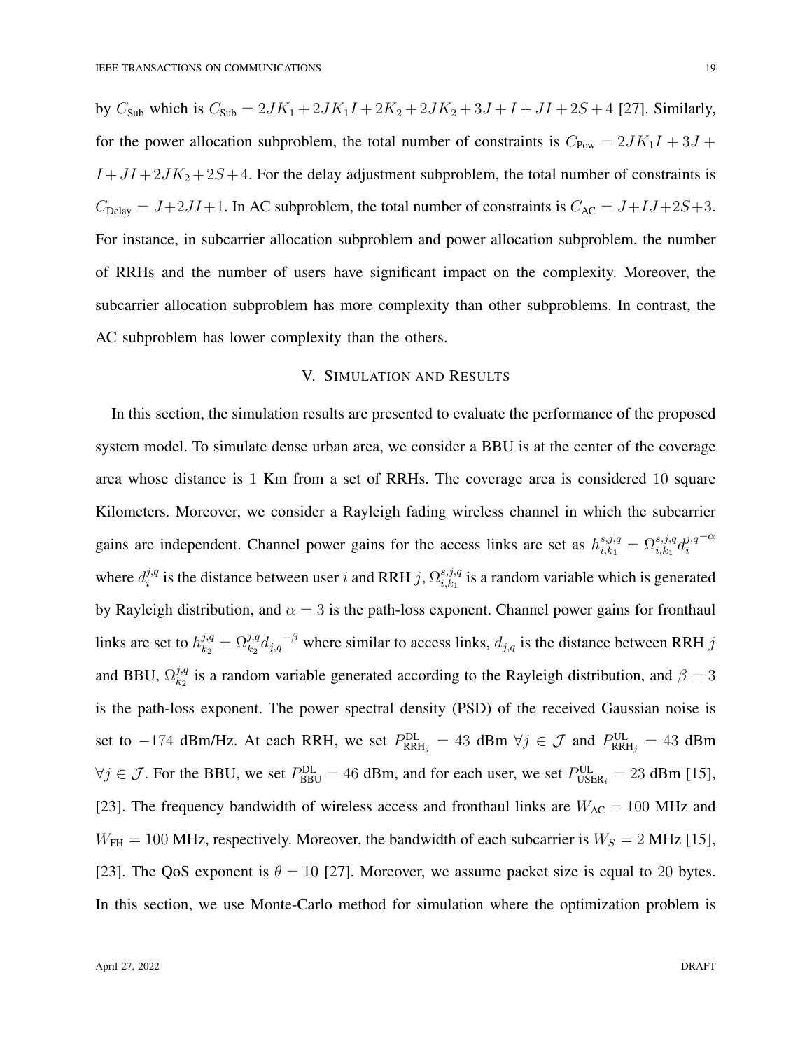by $C_{\text{Sub}}$ which is $C_{\text{Sub}} = 2JK_1 + 2JK_1I + 2K_2 + 2JK_2 + 3J + I + JI + 2S + 4$ [27]. Similarly, for the power allocation subproblem, the total number of constraints is $C_{\text{Pow}} = 2JK_1I + 3J + I + JI + 2JK_2 + 2S + 4$. For the delay adjustment subproblem, the total number of constraints is $C_{\text{Delay}} = J + 2JI + 1$. In AC subproblem, the total number of constraints is $C_{\text{AC}} = J + IJ + 2S + 3$. For instance, in subcarrier allocation subproblem and power allocation subproblem, the number of RRHs and the number of users have significant impact on the complexity. Moreover, the subcarrier allocation subproblem has more complexity than other subproblems. In contrast, the AC subproblem has lower complexity than the others.

## V. Simulation and Results

In this section, the simulation results are presented to evaluate the performance of the proposed system model. To simulate dense urban area, we consider a BBU is at the center of the coverage area whose distance is 1 Km from a set of RRHs. The coverage area is considered 10 square Kilometers. Moreover, we consider a Rayleigh fading wireless channel in which the subcarrier gains are independent. Channel power gains for the access links are set as $h_{i,k_1}^{s,j,q} = \Omega_{i,k_1}^{s,j,q} {d_i^{j,q}}^{-\alpha}$ where $d_i^{j,q}$ is the distance between user $i$ and RRH $j$, $\Omega_{i,k_1}^{s,j,q}$ is a random variable which is generated by Rayleigh distribution, and $\alpha = 3$ is the path-loss exponent. Channel power gains for fronthaul links are set to $h_{k_2}^{j,q} = \Omega_{k_2}^{j,q} {d_{j,q}}^{-\beta}$ where similar to access links, $d_{j,q}$ is the distance between RRH $j$ and BBU, $\Omega_{k_2}^{j,q}$ is a random variable generated according to the Rayleigh distribution, and $\beta = 3$ is the path-loss exponent. The power spectral density (PSD) of the received Gaussian noise is set to $-174$ dBm/Hz. At each RRH, we set $P_{\text{RRH}_j}^{\text{DL}} = 43$ dBm $\forall j \in \mathcal{J}$ and $P_{\text{RRH}_j}^{\text{UL}} = 43$ dBm $\forall j \in \mathcal{J}$. For the BBU, we set $P_{\text{BBU}}^{\text{DL}} = 46$ dBm, and for each user, we set $P_{\text{USER}_i}^{\text{UL}} = 23$ dBm [15], [23]. The frequency bandwidth of wireless access and fronthaul links are $W_{\text{AC}} = 100$ MHz and $W_{\text{FH}} = 100$ MHz, respectively. Moreover, the bandwidth of each subcarrier is $W_S = 2$ MHz [15], [23]. The QoS exponent is $\theta = 10$ [27]. Moreover, we assume packet size is equal to 20 bytes. In this section, we use Monte-Carlo method for simulation where the optimization problem is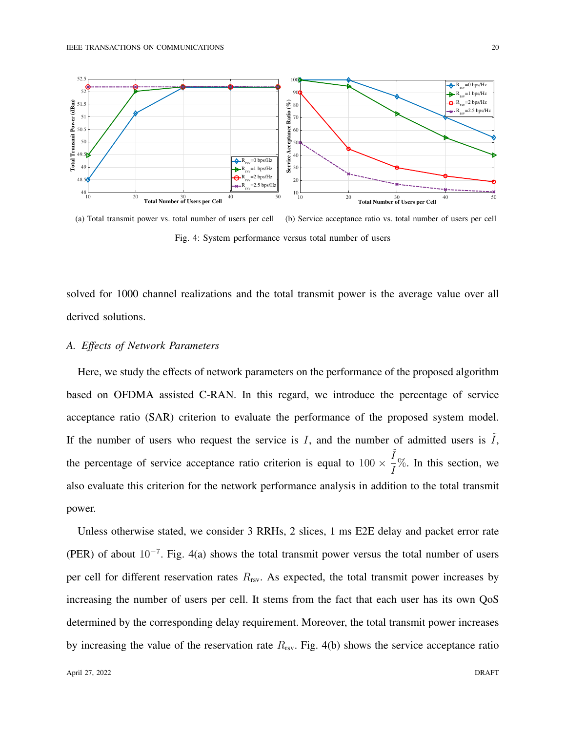(a) Total transmit power vs. total number of users per cell (b) Service acceptance ratio vs. total number of users per cell

Fig. 4: System performance versus total number of users

solved for 1000 channel realizations and the total transmit power is the average value over all derived solutions.

### *A. Effects of Network Parameters*

Here, we study the effects of network parameters on the performance of the proposed algorithm based on OFDMA assisted C-RAN. In this regard, we introduce the percentage of service acceptance ratio (SAR) criterion to evaluate the performance of the proposed system model. If the number of users who request the service is $I$, and the number of admitted users is $\tilde{I}$, the percentage of service acceptance ratio criterion is equal to $100 \times \dfrac{\tilde{I}}{I}\%$. In this section, we also evaluate this criterion for the network performance analysis in addition to the total transmit power.

Unless otherwise stated, we consider 3 RRHs, 2 slices, $1$ ms E2E delay and packet error rate (PER) of about $10^{-7}$. Fig. 4(a) shows the total transmit power versus the total number of users per cell for different reservation rates $R_{\text{rsv}}$. As expected, the total transmit power increases by increasing the number of users per cell. It stems from the fact that each user has its own QoS determined by the corresponding delay requirement. Moreover, the total transmit power increases by increasing the value of the reservation rate $R_{\text{rsv}}$. Fig. 4(b) shows the service acceptance ratio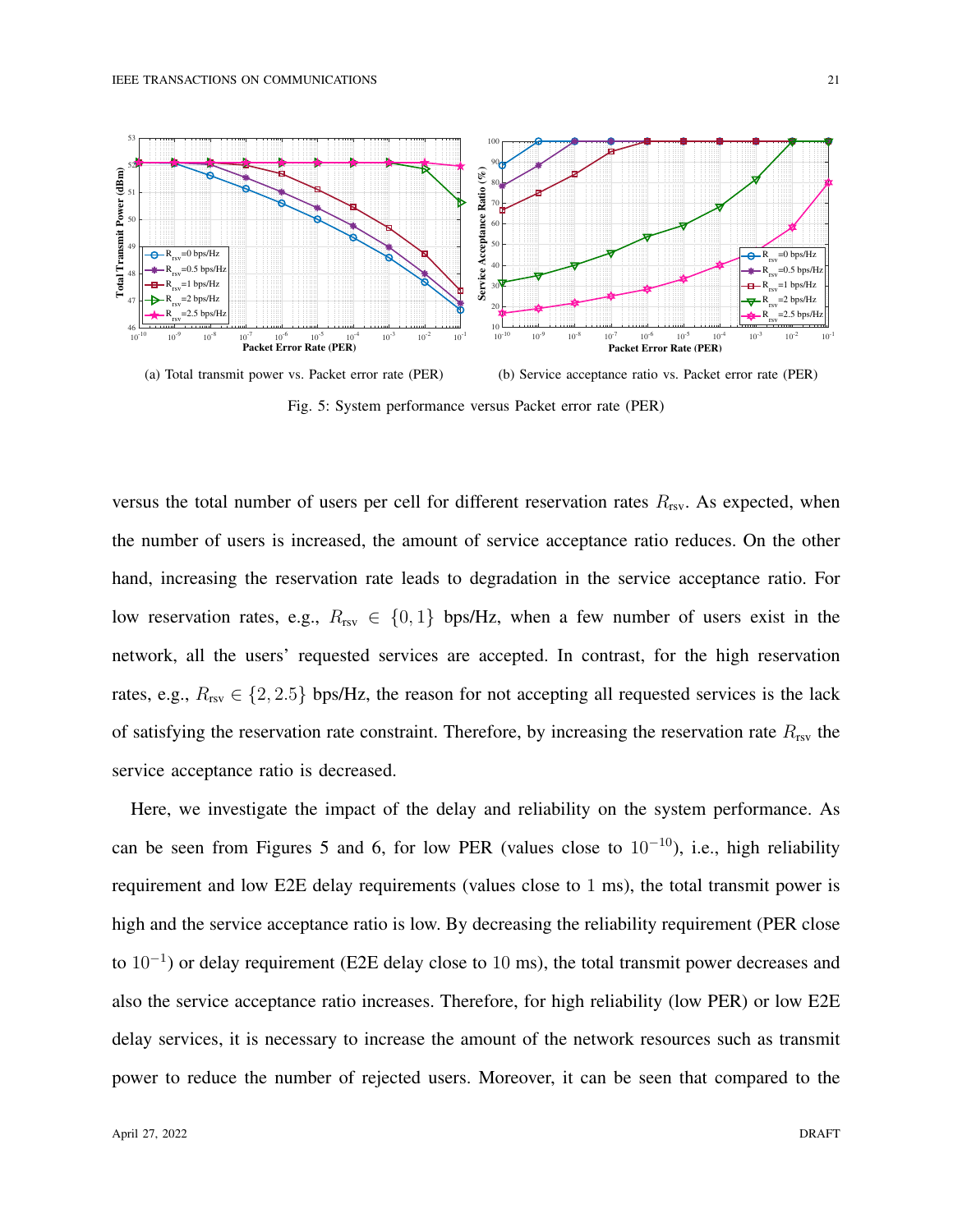(a) Total transmit power vs. Packet error rate (PER)

(b) Service acceptance ratio vs. Packet error rate (PER)

Fig. 5: System performance versus Packet error rate (PER)

versus the total number of users per cell for different reservation rates $R_{\text{rsv}}$. As expected, when the number of users is increased, the amount of service acceptance ratio reduces. On the other hand, increasing the reservation rate leads to degradation in the service acceptance ratio. For low reservation rates, e.g., $R_{\text{rsv}} \in \{0, 1\}$ bps/Hz, when a few number of users exist in the network, all the users' requested services are accepted. In contrast, for the high reservation rates, e.g., $R_{\text{rsv}} \in \{2, 2.5\}$ bps/Hz, the reason for not accepting all requested services is the lack of satisfying the reservation rate constraint. Therefore, by increasing the reservation rate $R_{\text{rsv}}$ the service acceptance ratio is decreased.

Here, we investigate the impact of the delay and reliability on the system performance. As can be seen from Figures 5 and 6, for low PER (values close to $10^{-10}$), i.e., high reliability requirement and low E2E delay requirements (values close to $1$ ms), the total transmit power is high and the service acceptance ratio is low. By decreasing the reliability requirement (PER close to $10^{-1}$) or delay requirement (E2E delay close to $10$ ms), the total transmit power decreases and also the service acceptance ratio increases. Therefore, for high reliability (low PER) or low E2E delay services, it is necessary to increase the amount of the network resources such as transmit power to reduce the number of rejected users. Moreover, it can be seen that compared to the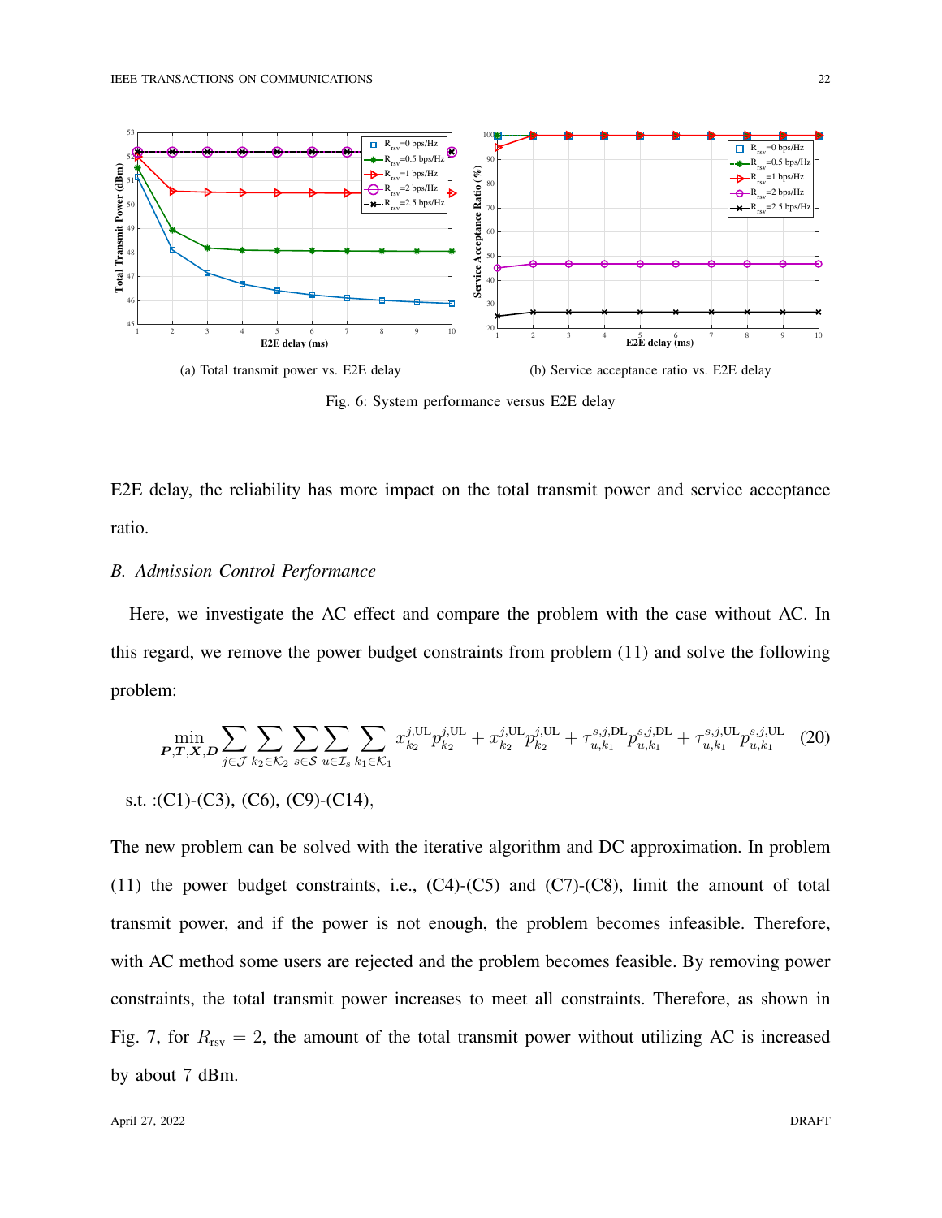(a) Total transmit power vs. E2E delay

(b) Service acceptance ratio vs. E2E delay

Fig. 6: System performance versus E2E delay

E2E delay, the reliability has more impact on the total transmit power and service acceptance ratio.

### *B. Admission Control Performance*

Here, we investigate the AC effect and compare the problem with the case without AC. In this regard, we remove the power budget constraints from problem (11) and solve the following problem:

$$\min_{\boldsymbol{P},\boldsymbol{T},\boldsymbol{X},\boldsymbol{D}} \sum_{j\in\mathcal{J}} \sum_{k_2\in\mathcal{K}_2} \sum_{s\in\mathcal{S}} \sum_{u\in\mathcal{I}_s} \sum_{k_1\in\mathcal{K}_1} x_{k_2}^{j,\text{UL}} p_{k_2}^{j,\text{UL}} + x_{k_2}^{j,\text{UL}} p_{k_2}^{j,\text{UL}} + \tau_{u,k_1}^{s,j,\text{DL}} p_{u,k_1}^{s,j,\text{DL}} + \tau_{u,k_1}^{s,j,\text{UL}} p_{u,k_1}^{s,j,\text{UL}} \quad (20)$$

s.t. :(C1)-(C3), (C6), (C9)-(C14),

The new problem can be solved with the iterative algorithm and DC approximation. In problem (11) the power budget constraints, i.e., (C4)-(C5) and (C7)-(C8), limit the amount of total transmit power, and if the power is not enough, the problem becomes infeasible. Therefore, with AC method some users are rejected and the problem becomes feasible. By removing power constraints, the total transmit power increases to meet all constraints. Therefore, as shown in Fig. 7, for $R_{\text{rsv}} = 2$, the amount of the total transmit power without utilizing AC is increased by about 7 dBm.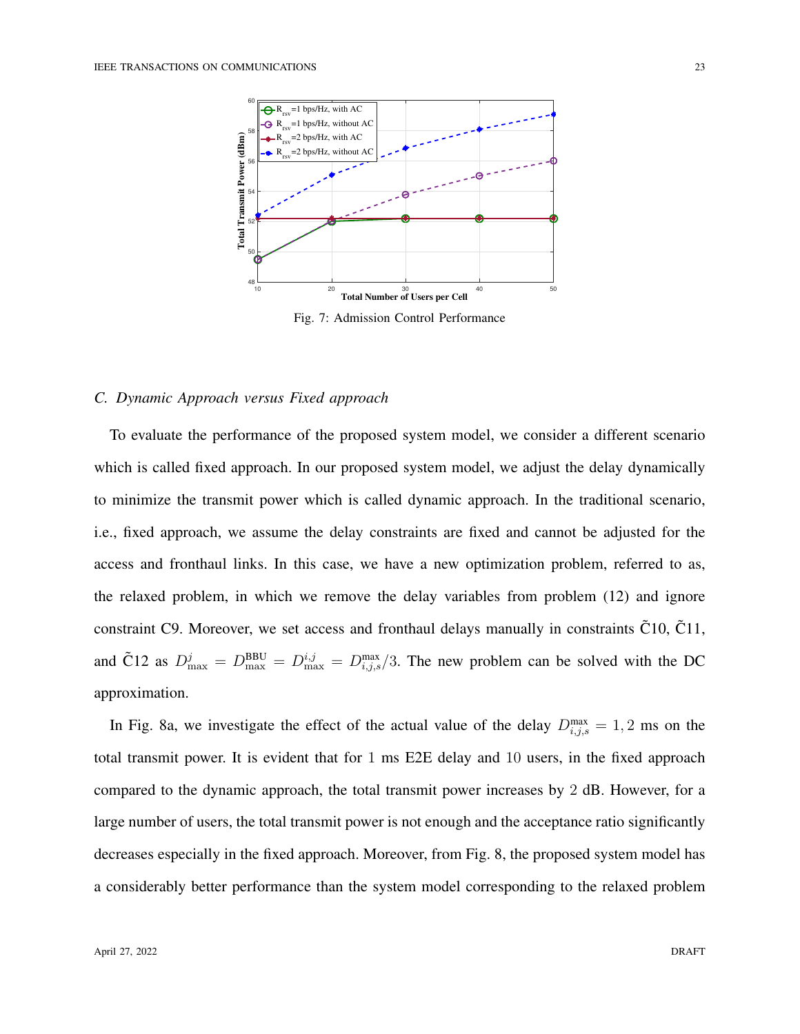Fig. 7: Admission Control Performance

### C. Dynamic Approach versus Fixed approach

To evaluate the performance of the proposed system model, we consider a different scenario which is called fixed approach. In our proposed system model, we adjust the delay dynamically to minimize the transmit power which is called dynamic approach. In the traditional scenario, i.e., fixed approach, we assume the delay constraints are fixed and cannot be adjusted for the access and fronthaul links. In this case, we have a new optimization problem, referred to as, the relaxed problem, in which we remove the delay variables from problem (12) and ignore constraint C9. Moreover, we set access and fronthaul delays manually in constraints $\tilde{\text{C}}10$, $\tilde{\text{C}}11$, and $\tilde{\text{C}}12$ as $D^{j}_{\max} = D^{\text{BBU}}_{\max} = D^{i,j}_{\max} = D^{\max}_{i,j,s}/3$. The new problem can be solved with the DC approximation.

In Fig. 8a, we investigate the effect of the actual value of the delay $D^{\max}_{i,j,s} = 1, 2$ ms on the total transmit power. It is evident that for $1$ ms E2E delay and $10$ users, in the fixed approach compared to the dynamic approach, the total transmit power increases by $2$ dB. However, for a large number of users, the total transmit power is not enough and the acceptance ratio significantly decreases especially in the fixed approach. Moreover, from Fig. 8, the proposed system model has a considerably better performance than the system model corresponding to the relaxed problem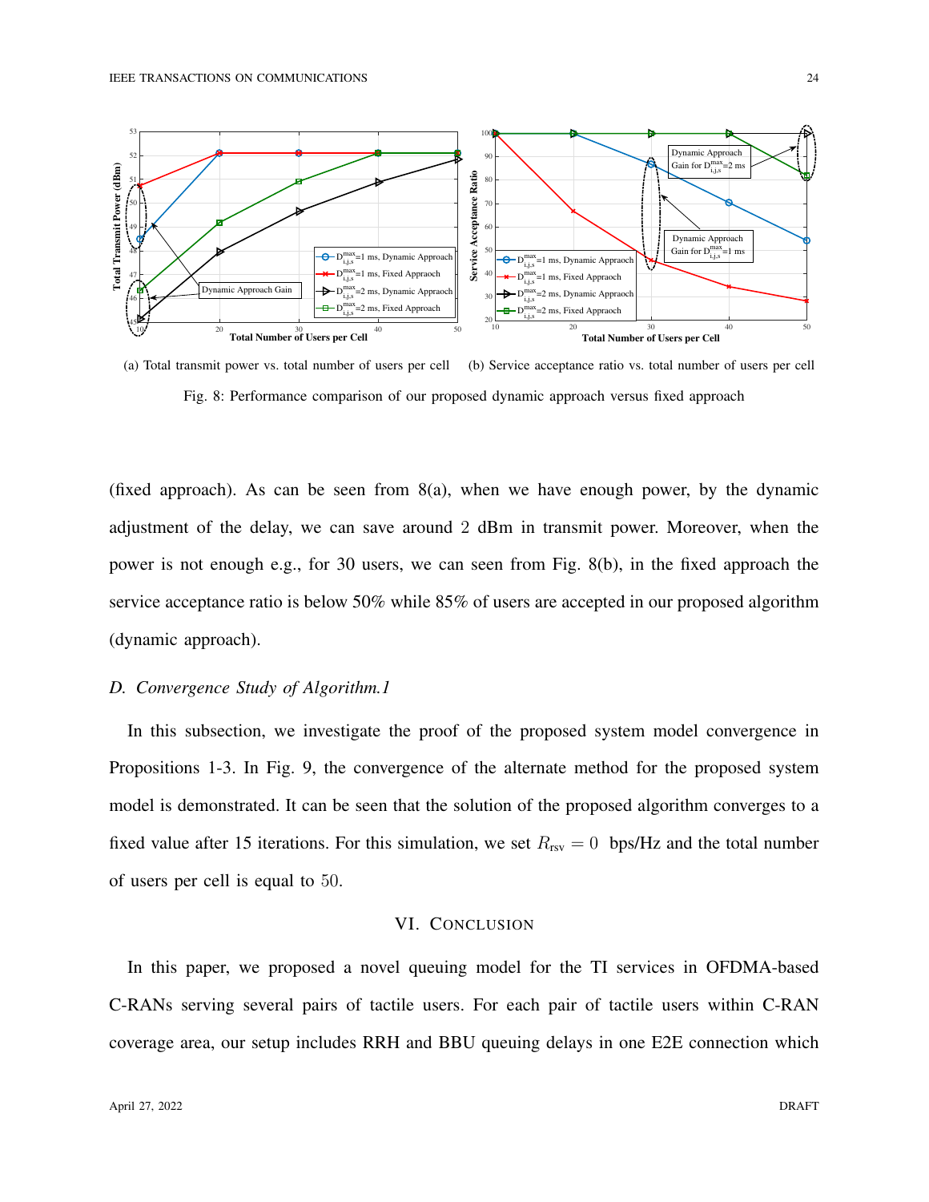(a) Total transmit power vs. total number of users per cell (b) Service acceptance ratio vs. total number of users per cell

Fig. 8: Performance comparison of our proposed dynamic approach versus fixed approach

(fixed approach). As can be seen from 8(a), when we have enough power, by the dynamic adjustment of the delay, we can save around 2 dBm in transmit power. Moreover, when the power is not enough e.g., for 30 users, we can seen from Fig. 8(b), in the fixed approach the service acceptance ratio is below 50% while 85% of users are accepted in our proposed algorithm (dynamic approach).

### *D. Convergence Study of Algorithm.1*

In this subsection, we investigate the proof of the proposed system model convergence in Propositions 1-3. In Fig. 9, the convergence of the alternate method for the proposed system model is demonstrated. It can be seen that the solution of the proposed algorithm converges to a fixed value after 15 iterations. For this simulation, we set $R_{\text{rsv}} = 0$ bps/Hz and the total number of users per cell is equal to $50$.

## VI. Conclusion

In this paper, we proposed a novel queuing model for the TI services in OFDMA-based C-RANs serving several pairs of tactile users. For each pair of tactile users within C-RAN coverage area, our setup includes RRH and BBU queuing delays in one E2E connection which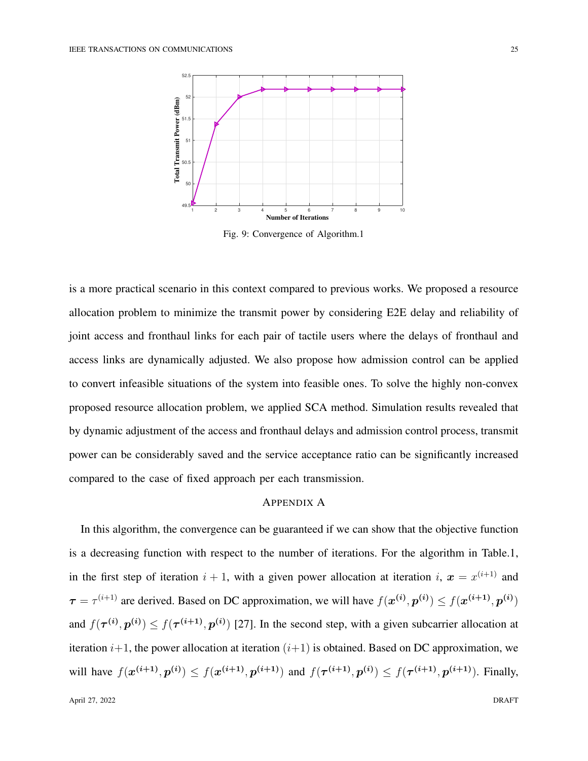Fig. 9: Convergence of Algorithm.1

is a more practical scenario in this context compared to previous works. We proposed a resource allocation problem to minimize the transmit power by considering E2E delay and reliability of joint access and fronthaul links for each pair of tactile users where the delays of fronthaul and access links are dynamically adjusted. We also propose how admission control can be applied to convert infeasible situations of the system into feasible ones. To solve the highly non-convex proposed resource allocation problem, we applied SCA method. Simulation results revealed that by dynamic adjustment of the access and fronthaul delays and admission control process, transmit power can be considerably saved and the service acceptance ratio can be significantly increased compared to the case of fixed approach per each transmission.

## Appendix A

In this algorithm, the convergence can be guaranteed if we can show that the objective function is a decreasing function with respect to the number of iterations. For the algorithm in Table.1, in the first step of iteration $i+1$, with a given power allocation at iteration $i$, $\boldsymbol{x} = x^{(i+1)}$ and $\boldsymbol{\tau} = \tau^{(i+1)}$ are derived. Based on DC approximation, we will have $f(\boldsymbol{x}^{(i)}, \boldsymbol{p}^{(i)}) \leq f(\boldsymbol{x}^{(i+1)}, \boldsymbol{p}^{(i)})$ and $f(\boldsymbol{\tau}^{(i)}, \boldsymbol{p}^{(i)}) \leq f(\boldsymbol{\tau}^{(i+1)}, \boldsymbol{p}^{(i)})$ [27]. In the second step, with a given subcarrier allocation at iteration $i+1$, the power allocation at iteration $(i+1)$ is obtained. Based on DC approximation, we will have $f(\boldsymbol{x}^{(i+1)}, \boldsymbol{p}^{(i)}) \leq f(\boldsymbol{x}^{(i+1)}, \boldsymbol{p}^{(i+1)})$ and $f(\boldsymbol{\tau}^{(i+1)}, \boldsymbol{p}^{(i)}) \leq f(\boldsymbol{\tau}^{(i+1)}, \boldsymbol{p}^{(i+1)})$. Finally,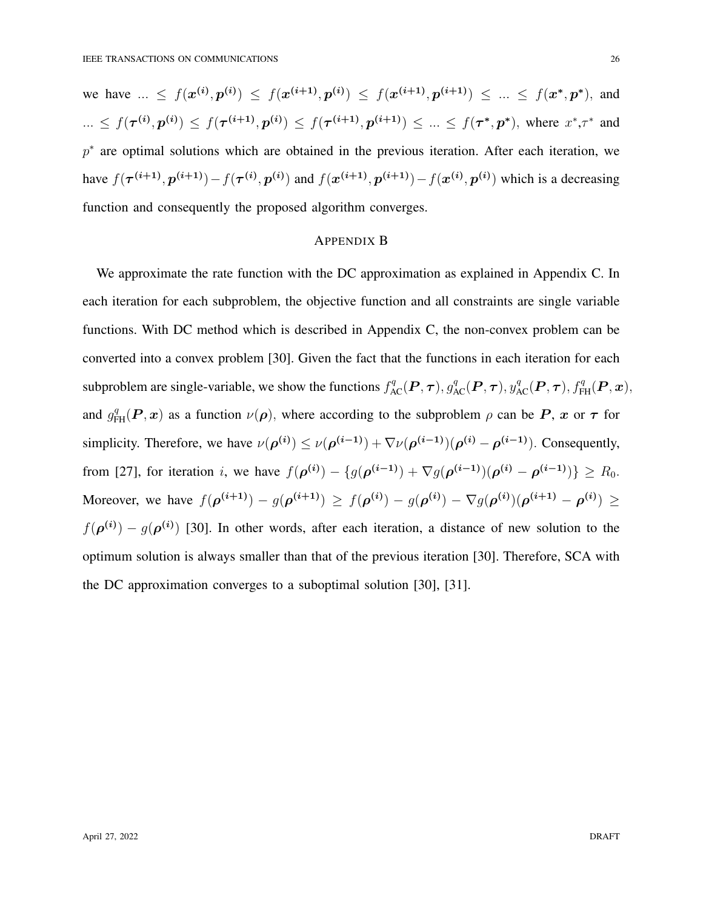we have ... $\leq f(\boldsymbol{x}^{(i)}, \boldsymbol{p}^{(i)}) \leq f(\boldsymbol{x}^{(i+1)}, \boldsymbol{p}^{(i)}) \leq f(\boldsymbol{x}^{(i+1)}, \boldsymbol{p}^{(i+1)}) \leq ... \leq f(\boldsymbol{x}^{*}, \boldsymbol{p}^{*})$, and ... $\leq f(\boldsymbol{\tau}^{(i)}, \boldsymbol{p}^{(i)}) \leq f(\boldsymbol{\tau}^{(i+1)}, \boldsymbol{p}^{(i)}) \leq f(\boldsymbol{\tau}^{(i+1)}, \boldsymbol{p}^{(i+1)}) \leq ... \leq f(\boldsymbol{\tau}^{*}, \boldsymbol{p}^{*})$, where $x^*$,$\tau^*$ and $p^*$ are optimal solutions which are obtained in the previous iteration. After each iteration, we have $f(\boldsymbol{\tau}^{(i+1)}, \boldsymbol{p}^{(i+1)}) - f(\boldsymbol{\tau}^{(i)}, \boldsymbol{p}^{(i)})$ and $f(\boldsymbol{x}^{(i+1)}, \boldsymbol{p}^{(i+1)}) - f(\boldsymbol{x}^{(i)}, \boldsymbol{p}^{(i)})$ which is a decreasing function and consequently the proposed algorithm converges.

## APPENDIX B

We approximate the rate function with the DC approximation as explained in Appendix C. In each iteration for each subproblem, the objective function and all constraints are single variable functions. With DC method which is described in Appendix C, the non-convex problem can be converted into a convex problem [30]. Given the fact that the functions in each iteration for each subproblem are single-variable, we show the functions $f^{q}_{\text{AC}}(\boldsymbol{P}, \boldsymbol{\tau})$, $g^{q}_{\text{AC}}(\boldsymbol{P}, \boldsymbol{\tau})$, $y^{q}_{\text{AC}}(\boldsymbol{P}, \boldsymbol{\tau})$, $f^{q}_{\text{FH}}(\boldsymbol{P}, \boldsymbol{x})$, and $g^{q}_{\text{FH}}(\boldsymbol{P}, \boldsymbol{x})$ as a function $\nu(\boldsymbol{\rho})$, where according to the subproblem $\rho$ can be $\boldsymbol{P}$, $\boldsymbol{x}$ or $\boldsymbol{\tau}$ for simplicity. Therefore, we have $\nu(\boldsymbol{\rho}^{(i)}) \leq \nu(\boldsymbol{\rho}^{(i-1)}) + \nabla\nu(\boldsymbol{\rho}^{(i-1)})(\boldsymbol{\rho}^{(i)} - \boldsymbol{\rho}^{(i-1)})$. Consequently, from [27], for iteration $i$, we have $f(\boldsymbol{\rho}^{(i)}) - \{g(\boldsymbol{\rho}^{(i-1)}) + \nabla g(\boldsymbol{\rho}^{(i-1)})(\boldsymbol{\rho}^{(i)} - \boldsymbol{\rho}^{(i-1)})\} \geq R_0$. Moreover, we have $f(\boldsymbol{\rho}^{(i+1)}) - g(\boldsymbol{\rho}^{(i+1)}) \geq f(\boldsymbol{\rho}^{(i)}) - g(\boldsymbol{\rho}^{(i)}) - \nabla g(\boldsymbol{\rho}^{(i)})(\boldsymbol{\rho}^{(i+1)} - \boldsymbol{\rho}^{(i)}) \geq f(\boldsymbol{\rho}^{(i)}) - g(\boldsymbol{\rho}^{(i)})$ [30]. In other words, after each iteration, a distance of new solution to the optimum solution is always smaller than that of the previous iteration [30]. Therefore, SCA with the DC approximation converges to a suboptimal solution [30], [31].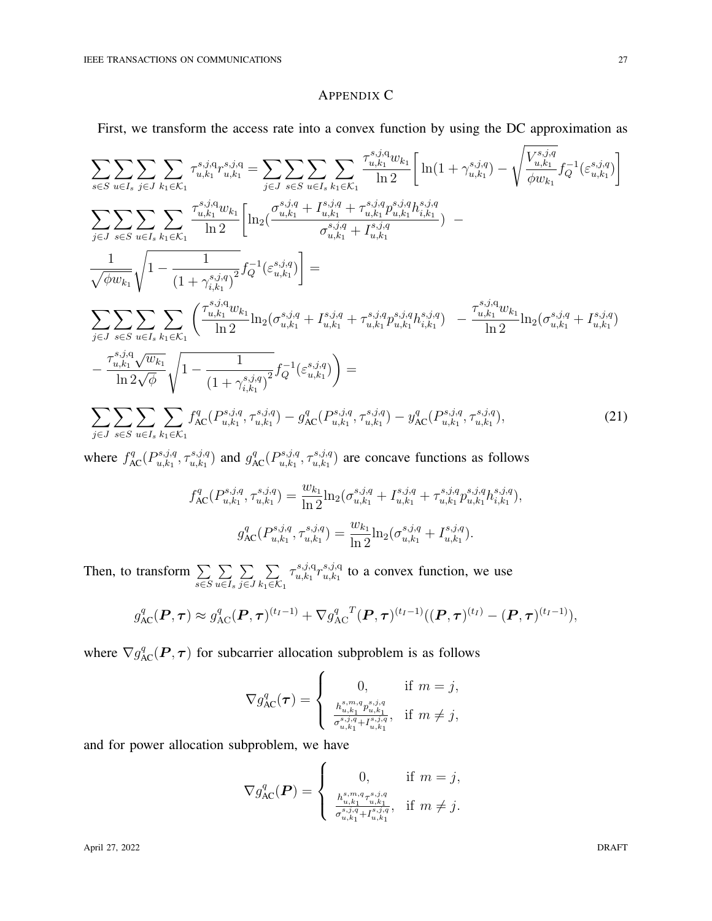## APPENDIX C

First, we transform the access rate into a convex function by using the DC approximation as

$$
\begin{aligned}
&\sum_{s\in S}\sum_{u\in I_s}\sum_{j\in J}\sum_{k_1\in\mathcal{K}_1}\tau^{s,j,\mathrm{q}}_{u,k_1}r^{s,j,\mathrm{q}}_{u,k_1}=\sum_{j\in J}\sum_{s\in S}\sum_{u\in I_s}\sum_{k_1\in\mathcal{K}_1}\frac{\tau^{s,j,\mathrm{q}}_{u,k_1}w_{k_1}}{\ln 2}\Bigg[\ln(1+\gamma^{s,j,q}_{u,k_1})-\sqrt{\frac{V^{s,j,q}_{u,k_1}}{\phi w_{k_1}}}f_Q^{-1}(\varepsilon^{s,j,q}_{u,k_1})\Bigg]\\
&\sum_{j\in J}\sum_{s\in S}\sum_{u\in I_s}\sum_{k_1\in\mathcal{K}_1}\frac{\tau^{s,j,\mathrm{q}}_{u,k_1}w_{k_1}}{\ln 2}\Bigg[\ln_2(\frac{\sigma^{s,j,q}_{u,k_1}+I^{s,j,q}_{u,k_1}+\tau^{s,j,q}_{u,k_1}p^{s,j,q}_{u,k_1}h^{s,j,q}_{i,k_1}}{\sigma^{s,j,q}_{u,k_1}+I^{s,j,q}_{u,k_1}})\;-\\
&\frac{1}{\sqrt{\phi w_{k_1}}}\sqrt{1-\frac{1}{(1+\gamma^{s,j,q}_{i,k_1})^2}}f_Q^{-1}(\varepsilon^{s,j,q}_{u,k_1})\Bigg]=\\
&\sum_{j\in J}\sum_{s\in S}\sum_{u\in I_s}\sum_{k_1\in\mathcal{K}_1}\Bigg(\frac{\tau^{s,j,\mathrm{q}}_{u,k_1}w_{k_1}}{\ln 2}\ln_2(\sigma^{s,j,q}_{u,k_1}+I^{s,j,q}_{u,k_1}+\tau^{s,j,q}_{u,k_1}p^{s,j,q}_{u,k_1}h^{s,j,q}_{i,k_1})\;-\frac{\tau^{s,j,\mathrm{q}}_{u,k_1}w_{k_1}}{\ln 2}\ln_2(\sigma^{s,j,q}_{u,k_1}+I^{s,j,q}_{u,k_1})\\
&-\frac{\tau^{s,j,\mathrm{q}}_{u,k_1}\sqrt{w_{k_1}}}{\ln 2\sqrt{\phi}}\sqrt{1-\frac{1}{(1+\gamma^{s,j,q}_{i,k_1})^2}}f_Q^{-1}(\varepsilon^{s,j,q}_{u,k_1})\Bigg)=\\
&\sum_{j\in J}\sum_{s\in S}\sum_{u\in I_s}\sum_{k_1\in\mathcal{K}_1}f^q_{\mathrm{AC}}(P^{s,j,q}_{u,k_1},\tau^{s,j,q}_{u,k_1})-g^q_{\mathrm{AC}}(P^{s,j,q}_{u,k_1},\tau^{s,j,q}_{u,k_1})-y^q_{\mathrm{AC}}(P^{s,j,q}_{u,k_1},\tau^{s,j,q}_{u,k_1}),
\end{aligned}
\tag{21}
$$

where $f^q_{\mathrm{AC}}(P^{s,j,q}_{u,k_1},\tau^{s,j,q}_{u,k_1})$ and $g^q_{\mathrm{AC}}(P^{s,j,q}_{u,k_1},\tau^{s,j,q}_{u,k_1})$ are concave functions as follows

$$
f^q_{\mathrm{AC}}(P^{s,j,q}_{u,k_1},\tau^{s,j,q}_{u,k_1})=\frac{w_{k_1}}{\ln 2}\ln_2(\sigma^{s,j,q}_{u,k_1}+I^{s,j,q}_{u,k_1}+\tau^{s,j,q}_{u,k_1}p^{s,j,q}_{u,k_1}h^{s,j,q}_{i,k_1}),
$$

$$
g^q_{\mathrm{AC}}(P^{s,j,q}_{u,k_1},\tau^{s,j,q}_{u,k_1})=\frac{w_{k_1}}{\ln 2}\ln_2(\sigma^{s,j,q}_{u,k_1}+I^{s,j,q}_{u,k_1}).
$$

Then, to transform $\sum\limits_{s\in S}\sum\limits_{u\in I_s}\sum\limits_{j\in J}\sum\limits_{k_1\in\mathcal{K}_1}\tau^{s,j,\mathrm{q}}_{u,k_1}r^{s,j,\mathrm{q}}_{u,k_1}$ to a convex function, we use

$$
g^q_{\mathrm{AC}}(\boldsymbol{P},\boldsymbol{\tau})\approx g^q_{\mathrm{AC}}(\boldsymbol{P},\boldsymbol{\tau})^{(t_I-1)}+\nabla {g^q_{\mathrm{AC}}}^T(\boldsymbol{P},\boldsymbol{\tau})^{(t_I-1)}((\boldsymbol{P},\boldsymbol{\tau})^{(t_I)}-(\boldsymbol{P},\boldsymbol{\tau})^{(t_I-1)}),
$$

where $\nabla g^q_{\mathrm{AC}}(\boldsymbol{P},\boldsymbol{\tau})$ for subcarrier allocation subproblem is as follows

$$
\nabla g^q_{\mathrm{AC}}(\boldsymbol{\tau})=\begin{cases}0, & \text{if } m=j,\\ \frac{h^{s,m,q}_{u,k_1}p^{s,j,q}_{u,k_1}}{\sigma^{s,j,q}_{u,k_1}+I^{s,j,q}_{u,k_1}}, & \text{if } m\neq j,\end{cases}
$$

and for power allocation subproblem, we have

$$
\nabla g^q_{\mathrm{AC}}(\boldsymbol{P})=\begin{cases}0, & \text{if } m=j,\\ \frac{h^{s,m,q}_{u,k_1}\tau^{s,j,q}_{u,k_1}}{\sigma^{s,j,q}_{u,k_1}+I^{s,j,q}_{u,k_1}}, & \text{if } m\neq j.\end{cases}
$$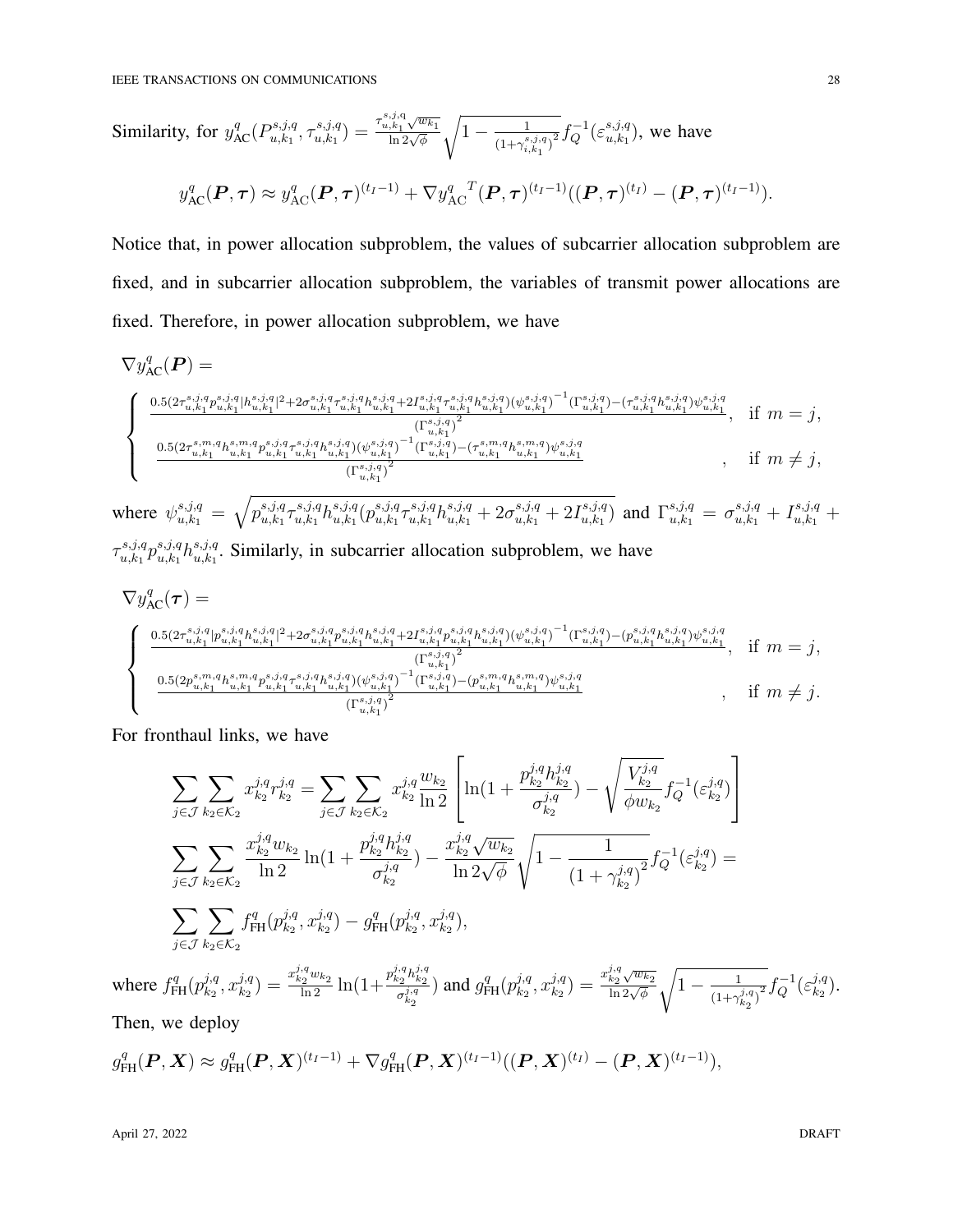Similarity, for $y^q_{\text{AC}}(P^{s,j,q}_{u,k_1}, \tau^{s,j,q}_{u,k_1}) = \frac{\tau^{s,j,q}_{u,k_1}\sqrt{w_{k_1}}}{\ln 2\sqrt{\phi}}\sqrt{1-\frac{1}{(1+\gamma^{s,j,q}_{i,k_1})^2}} f_Q^{-1}(\varepsilon^{s,j,q}_{u,k_1})$, we have

$$y^q_{\text{AC}}(\boldsymbol{P},\boldsymbol{\tau}) \approx y^q_{\text{AC}}(\boldsymbol{P},\boldsymbol{\tau})^{(t_I-1)} + \nabla {y^q_{\text{AC}}}^T(\boldsymbol{P},\boldsymbol{\tau})^{(t_I-1)}((\boldsymbol{P},\boldsymbol{\tau})^{(t_I)} - (\boldsymbol{P},\boldsymbol{\tau})^{(t_I-1)}).$$

Notice that, in power allocation subproblem, the values of subcarrier allocation subproblem are fixed, and in subcarrier allocation subproblem, the variables of transmit power allocations are fixed. Therefore, in power allocation subproblem, we have

$$\nabla y^q_{\text{AC}}(\boldsymbol{P}) =$$

$$\begin{cases} \frac{0.5(2\tau^{s,j,q}_{u,k_1}p^{s,j,q}_{u,k_1}|h^{s,j,q}_{u,k_1}|^2 + 2\sigma^{s,j,q}_{u,k_1}\tau^{s,j,q}_{u,k_1}h^{s,j,q}_{u,k_1} + 2I^{s,j,q}_{u,k_1}\tau^{s,j,q}_{u,k_1}h^{s,j,q}_{u,k_1})(\psi^{s,j,q}_{u,k_1})^{-1}(\Gamma^{s,j,q}_{u,k_1}) - (\tau^{s,j,q}_{u,k_1}h^{s,j,q}_{u,k_1})\psi^{s,j,q}_{u,k_1}}{(\Gamma^{s,j,q}_{u,k_1})^2}, & \text{if } m = j, \\ \frac{0.5(2\tau^{s,m,q}_{u,k_1}h^{s,m,q}_{u,k_1}p^{s,j,q}_{u,k_1}\tau^{s,j,q}_{u,k_1}h^{s,j,q}_{u,k_1})(\psi^{s,j,q}_{u,k_1})^{-1}(\Gamma^{s,j,q}_{u,k_1}) - (\tau^{s,m,q}_{u,k_1}h^{s,m,q}_{u,k_1})\psi^{s,j,q}_{u,k_1}}{(\Gamma^{s,j,q}_{u,k_1})^2}, & \text{if } m \neq j, \end{cases}$$

where $\psi^{s,j,q}_{u,k_1} = \sqrt{p^{s,j,q}_{u,k_1}\tau^{s,j,q}_{u,k_1}h^{s,j,q}_{u,k_1}(p^{s,j,q}_{u,k_1}\tau^{s,j,q}_{u,k_1}h^{s,j,q}_{u,k_1} + 2\sigma^{s,j,q}_{u,k_1} + 2I^{s,j,q}_{u,k_1})}$ and $\Gamma^{s,j,q}_{u,k_1} = \sigma^{s,j,q}_{u,k_1} + I^{s,j,q}_{u,k_1} + \tau^{s,j,q}_{u,k_1}p^{s,j,q}_{u,k_1}h^{s,j,q}_{u,k_1}$. Similarly, in subcarrier allocation subproblem, we have

$$\nabla y^q_{\text{AC}}(\boldsymbol{\tau}) =$$

$$\begin{cases} \frac{0.5(2\tau^{s,j,q}_{u,k_1}|p^{s,j,q}_{u,k_1}h^{s,j,q}_{u,k_1}|^2 + 2\sigma^{s,j,q}_{u,k_1}p^{s,j,q}_{u,k_1}h^{s,j,q}_{u,k_1} + 2I^{s,j,q}_{u,k_1}p^{s,j,q}_{u,k_1}h^{s,j,q}_{u,k_1})(\psi^{s,j,q}_{u,k_1})^{-1}(\Gamma^{s,j,q}_{u,k_1}) - (p^{s,j,q}_{u,k_1}h^{s,j,q}_{u,k_1})\psi^{s,j,q}_{u,k_1}}{(\Gamma^{s,j,q}_{u,k_1})^2}, & \text{if } m = j, \\ \frac{0.5(2p^{s,m,q}_{u,k_1}h^{s,m,q}_{u,k_1}p^{s,j,q}_{u,k_1}\tau^{s,j,q}_{u,k_1}h^{s,j,q}_{u,k_1})(\psi^{s,j,q}_{u,k_1})^{-1}(\Gamma^{s,j,q}_{u,k_1}) - (p^{s,m,q}_{u,k_1}h^{s,m,q}_{u,k_1})\psi^{s,j,q}_{u,k_1}}{(\Gamma^{s,j,q}_{u,k_1})^2}, & \text{if } m \neq j. \end{cases}$$

For fronthaul links, we have

$$\sum_{j\in\mathcal{J}}\sum_{k_2\in\mathcal{K}_2} x^{j,q}_{k_2} r^{j,q}_{k_2} = \sum_{j\in\mathcal{J}}\sum_{k_2\in\mathcal{K}_2} x^{j,q}_{k_2}\frac{w_{k_2}}{\ln 2}\left[\ln(1+\frac{p^{j,q}_{k_2}h^{j,q}_{k_2}}{\sigma^{j,q}_{k_2}}) - \sqrt{\frac{V^{j,q}_{k_2}}{\phi w_{k_2}}} f_Q^{-1}(\varepsilon^{j,q}_{k_2})\right]$$

$$\sum_{j\in\mathcal{J}}\sum_{k_2\in\mathcal{K}_2} \frac{x^{j,q}_{k_2}w_{k_2}}{\ln 2}\ln(1+\frac{p^{j,q}_{k_2}h^{j,q}_{k_2}}{\sigma^{j,q}_{k_2}}) - \frac{x^{j,q}_{k_2}\sqrt{w_{k_2}}}{\ln 2\sqrt{\phi}}\sqrt{1-\frac{1}{(1+\gamma^{j,q}_{k_2})^2}} f_Q^{-1}(\varepsilon^{j,q}_{k_2}) =$$

$$\sum_{j\in\mathcal{J}}\sum_{k_2\in\mathcal{K}_2} f^q_{\text{FH}}(p^{j,q}_{k_2}, x^{j,q}_{k_2}) - g^q_{\text{FH}}(p^{j,q}_{k_2}, x^{j,q}_{k_2}),$$

where $f^q_{\text{FH}}(p^{j,q}_{k_2}, x^{j,q}_{k_2}) = \frac{x^{j,q}_{k_2}w_{k_2}}{\ln 2}\ln(1+\frac{p^{j,q}_{k_2}h^{j,q}_{k_2}}{\sigma^{j,q}_{k_2}})$ and $g^q_{\text{FH}}(p^{j,q}_{k_2}, x^{j,q}_{k_2}) = \frac{x^{j,q}_{k_2}\sqrt{w_{k_2}}}{\ln 2\sqrt{\phi}}\sqrt{1-\frac{1}{(1+\gamma^{j,q}_{k_2})^2}} f_Q^{-1}(\varepsilon^{j,q}_{k_2})$.

Then, we deploy

$$g^q_{\text{FH}}(\boldsymbol{P},\boldsymbol{X}) \approx g^q_{\text{FH}}(\boldsymbol{P},\boldsymbol{X})^{(t_I-1)} + \nabla g^q_{\text{FH}}(\boldsymbol{P},\boldsymbol{X})^{(t_I-1)}((\boldsymbol{P},\boldsymbol{X})^{(t_I)} - (\boldsymbol{P},\boldsymbol{X})^{(t_I-1)}),$$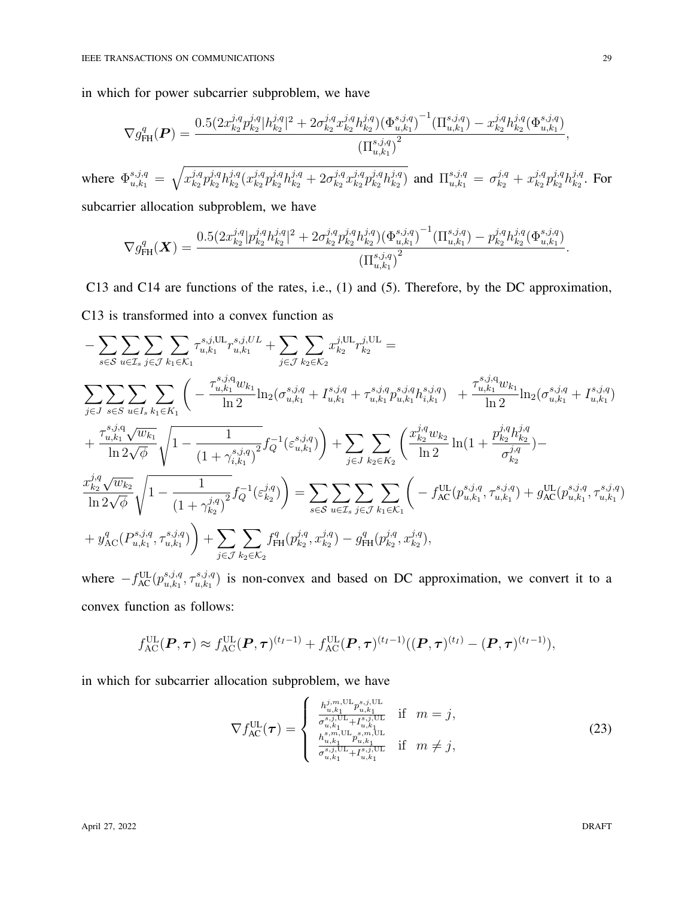in which for power subcarrier subproblem, we have

$$\nabla g_{\text{FH}}^{q}(\boldsymbol{P}) = \frac{0.5(2x_{k_2}^{j,q}p_{k_2}^{j,q}|h_{k_2}^{j,q}|^2 + 2\sigma_{k_2}^{j,q}x_{k_2}^{j,q}h_{k_2}^{j,q})(\Phi_{u,k_1}^{s,j,q})^{-1}(\Pi_{u,k_1}^{s,j,q}) - x_{k_2}^{j,q}h_{k_2}^{j,q}(\Phi_{u,k_1}^{s,j,q})}{(\Pi_{u,k_1}^{s,j,q})^2},$$

where $\Phi_{u,k_1}^{s,j,q} = \sqrt{x_{k_2}^{j,q}p_{k_2}^{j,q}h_{k_2}^{j,q}(x_{k_2}^{j,q}p_{k_2}^{j,q}h_{k_2}^{j,q} + 2\sigma_{k_2}^{j,q}x_{k_2}^{j,q}p_{k_2}^{j,q}h_{k_2}^{j,q})}$ and $\Pi_{u,k_1}^{s,j,q} = \sigma_{k_2}^{j,q} + x_{k_2}^{j,q}p_{k_2}^{j,q}h_{k_2}^{j,q}$. For subcarrier allocation subproblem, we have

$$\nabla g_{\text{FH}}^{q}(\boldsymbol{X}) = \frac{0.5(2x_{k_2}^{j,q}|p_{k_2}^{j,q}h_{k_2}^{j,q}|^2 + 2\sigma_{k_2}^{j,q}p_{k_2}^{j,q}h_{k_2}^{j,q})(\Phi_{u,k_1}^{s,j,q})^{-1}(\Pi_{u,k_1}^{s,j,q}) - p_{k_2}^{j,q}h_{k_2}^{j,q}(\Phi_{u,k_1}^{s,j,q})}{(\Pi_{u,k_1}^{s,j,q})^2}.$$

C13 and C14 are functions of the rates, i.e., (1) and (5). Therefore, by the DC approximation, C13 is transformed into a convex function as

$$\begin{aligned}
&-\sum_{s\in\mathcal{S}}\sum_{u\in\mathcal{I}_s}\sum_{j\in\mathcal{J}}\sum_{k_1\in\mathcal{K}_1}\tau_{u,k_1}^{s,j,\text{UL}}r_{u,k_1}^{s,j,UL} + \sum_{j\in\mathcal{J}}\sum_{k_2\in\mathcal{K}_2}x_{k_2}^{j,\text{UL}}r_{k_2}^{j,\text{UL}} = \\
&\sum_{j\in J}\sum_{s\in S}\sum_{u\in I_s}\sum_{k_1\in K_1}\bigg(-\frac{\tau_{u,k_1}^{s,j,q}w_{k_1}}{\ln 2}\ln_2(\sigma_{u,k_1}^{s,j,q} + I_{u,k_1}^{s,j,q} + \tau_{u,k_1}^{s,j,q}p_{u,k_1}^{s,j,q}h_{i,k_1}^{s,j,q}) \;\; + \frac{\tau_{u,k_1}^{s,j,q}w_{k_1}}{\ln 2}\ln_2(\sigma_{u,k_1}^{s,j,q} + I_{u,k_1}^{s,j,q}) \\
&+ \frac{\tau_{u,k_1}^{s,j,q}\sqrt{w_{k_1}}}{\ln 2\sqrt{\phi}}\sqrt{1 - \frac{1}{(1+\gamma_{i,k_1}^{s,j,q})^2}}f_Q^{-1}(\varepsilon_{u,k_1}^{s,j,q})\bigg) + \sum_{j\in J}\sum_{k_2\in K_2}\bigg(\frac{x_{k_2}^{j,q}w_{k_2}}{\ln 2}\ln(1 + \frac{p_{k_2}^{j,q}h_{k_2}^{j,q}}{\sigma_{k_2}^{j,q}}) - \\
&\frac{x_{k_2}^{j,q}\sqrt{w_{k_2}}}{\ln 2\sqrt{\phi}}\sqrt{1 - \frac{1}{(1+\gamma_{k_2}^{j,q})^2}}f_Q^{-1}(\varepsilon_{k_2}^{j,q})\bigg) = \sum_{s\in\mathcal{S}}\sum_{u\in\mathcal{I}_s}\sum_{j\in\mathcal{J}}\sum_{k_1\in\mathcal{K}_1}\bigg(-f_{\text{AC}}^{\text{UL}}(p_{u,k_1}^{s,j,q},\tau_{u,k_1}^{s,j,q}) + g_{\text{AC}}^{\text{UL}}(p_{u,k_1}^{s,j,q},\tau_{u,k_1}^{s,j,q}) \\
&+ y_{\text{AC}}^{q}(P_{u,k_1}^{s,j,q},\tau_{u,k_1}^{s,j,q})\bigg) + \sum_{j\in\mathcal{J}}\sum_{k_2\in\mathcal{K}_2}f_{\text{FH}}^{q}(p_{k_2}^{j,q},x_{k_2}^{j,q}) - g_{\text{FH}}^{q}(p_{k_2}^{j,q},x_{k_2}^{j,q}),
\end{aligned}$$

where $-f_{\text{AC}}^{\text{UL}}(p_{u,k_1}^{s,j,q},\tau_{u,k_1}^{s,j,q})$ is non-convex and based on DC approximation, we convert it to a convex function as follows:

$$f_{\text{AC}}^{\text{UL}}(\boldsymbol{P},\boldsymbol{\tau}) \approx f_{\text{AC}}^{\text{UL}}(\boldsymbol{P},\boldsymbol{\tau})^{(t_I-1)} + f_{\text{AC}}^{\text{UL}}(\boldsymbol{P},\boldsymbol{\tau})^{(t_I-1)}((\boldsymbol{P},\boldsymbol{\tau})^{(t_I)} - (\boldsymbol{P},\boldsymbol{\tau})^{(t_I-1)}),$$

in which for subcarrier allocation subproblem, we have

$$\nabla f_{\text{AC}}^{\text{UL}}(\boldsymbol{\tau}) = \begin{cases} \frac{h_{u,k_1}^{j,m,\text{UL}}p_{u,k_1}^{s,j,\text{UL}}}{\sigma_{u,k_1}^{s,j,\text{UL}} + I_{u,k_1}^{s,j,\text{UL}}} & \text{if} \quad m = j, \\ \frac{h_{u,k_1}^{s,m,\text{UL}}p_{u,k_1}^{s,m,\text{UL}}}{\sigma_{u,k_1}^{s,j,\text{UL}} + I_{u,k_1}^{s,j,\text{UL}}} & \text{if} \quad m \neq j, \end{cases} \tag{23}$$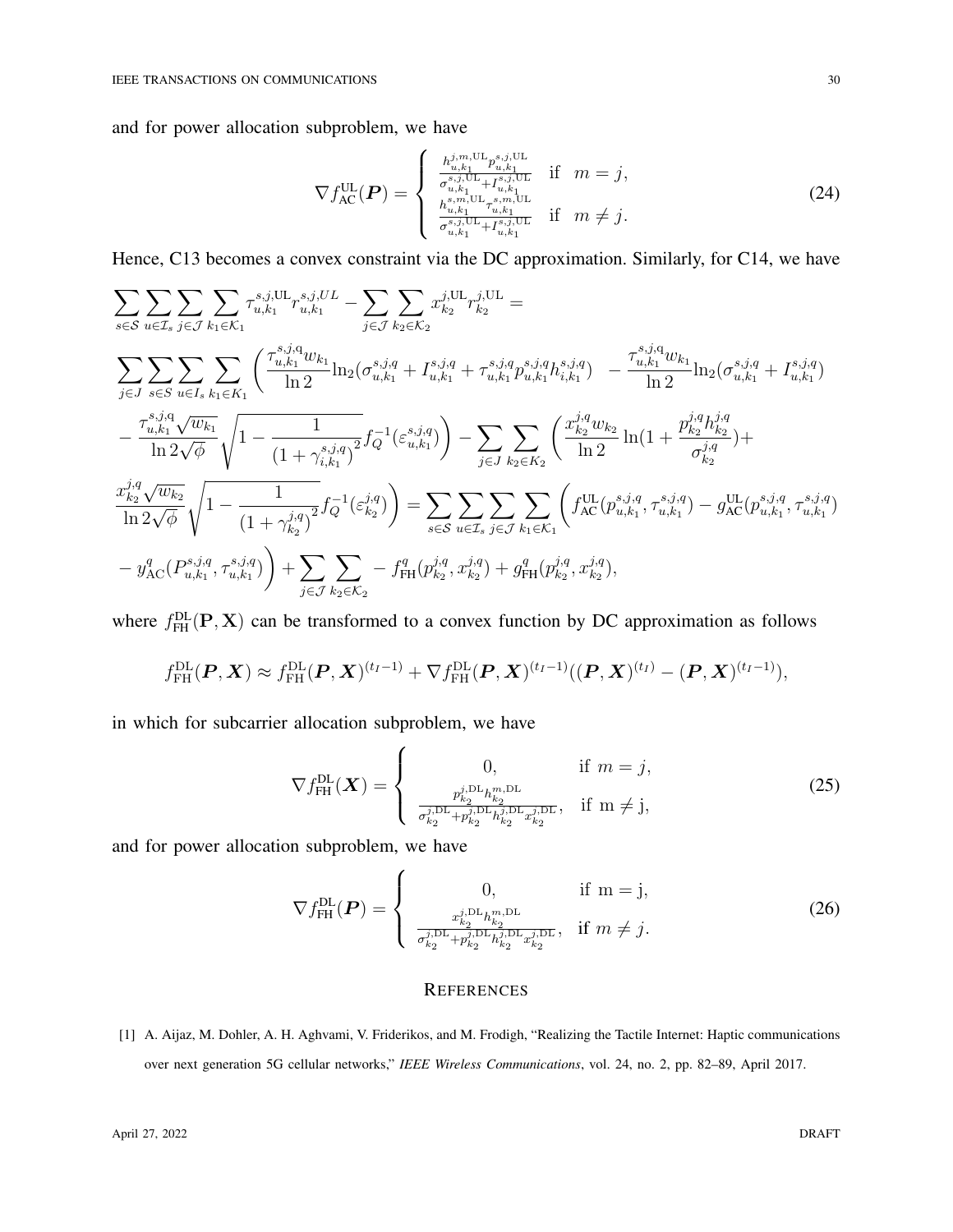and for power allocation subproblem, we have

$$\nabla f_{\text{AC}}^{\text{UL}}(\boldsymbol{P}) = \begin{cases} \frac{h_{u,k_1}^{j,m,\text{UL}} p_{u,k_1}^{s,j,\text{UL}}}{\sigma_{u,k_1}^{s,j,\text{UL}} + I_{u,k_1}^{s,j,\text{UL}}} & \text{if} \quad m = j, \\ \frac{h_{u,k_1}^{s,m,\text{UL}} \tau_{u,k_1}^{s,m,\text{UL}}}{\sigma_{u,k_1}^{s,j,\text{UL}} + I_{u,k_1}^{s,j,\text{UL}}} & \text{if} \quad m \neq j. \end{cases} \tag{24}$$

Hence, C13 becomes a convex constraint via the DC approximation. Similarly, for C14, we have

$$\sum_{s\in\mathcal{S}}\sum_{u\in\mathcal{I}_s}\sum_{j\in\mathcal{J}}\sum_{k_1\in\mathcal{K}_1}\tau_{u,k_1}^{s,j,\text{UL}} r_{u,k_1}^{s,j,UL} - \sum_{j\in\mathcal{J}}\sum_{k_2\in\mathcal{K}_2} x_{k_2}^{j,\text{UL}} r_{k_2}^{j,\text{UL}} =$$

$$\sum_{j\in J}\sum_{s\in S}\sum_{u\in I_s}\sum_{k_1\in K_1}\Bigg(\frac{\tau_{u,k_1}^{s,j,\text{q}} w_{k_1}}{\ln 2}\ln_2(\sigma_{u,k_1}^{s,j,q} + I_{u,k_1}^{s,j,q} + \tau_{u,k_1}^{s,j,q} p_{u,k_1}^{s,j,q} h_{i,k_1}^{s,j,q}) \ - \frac{\tau_{u,k_1}^{s,j,\text{q}} w_{k_1}}{\ln 2}\ln_2(\sigma_{u,k_1}^{s,j,q} + I_{u,k_1}^{s,j,q})$$

$$- \frac{\tau_{u,k_1}^{s,j,\text{q}}\sqrt{w_{k_1}}}{\ln 2\sqrt{\phi}}\sqrt{1 - \frac{1}{\left(1+\gamma_{i,k_1}^{s,j,q}\right)^2}} f_Q^{-1}(\varepsilon_{u,k_1}^{s,j,q})\Bigg) - \sum_{j\in J}\sum_{k_2\in K_2}\Bigg(\frac{x_{k_2}^{j,q} w_{k_2}}{\ln 2}\ln(1 + \frac{p_{k_2}^{j,q} h_{k_2}^{j,q}}{\sigma_{k_2}^{j,q}}) +$$

$$\frac{x_{k_2}^{j,q}\sqrt{w_{k_2}}}{\ln 2\sqrt{\phi}}\sqrt{1 - \frac{1}{\left(1+\gamma_{k_2}^{j,q}\right)^2}} f_Q^{-1}(\varepsilon_{k_2}^{j,q})\Bigg) = \sum_{s\in\mathcal{S}}\sum_{u\in\mathcal{I}_s}\sum_{j\in\mathcal{J}}\sum_{k_1\in\mathcal{K}_1}\Bigg(f_{\text{AC}}^{\text{UL}}(p_{u,k_1}^{s,j,q}, \tau_{u,k_1}^{s,j,q}) - g_{\text{AC}}^{\text{UL}}(p_{u,k_1}^{s,j,q}, \tau_{u,k_1}^{s,j,q})$$

$$- y_{\text{AC}}^{q}(P_{u,k_1}^{s,j,q}, \tau_{u,k_1}^{s,j,q})\Bigg) + \sum_{j\in\mathcal{J}}\sum_{k_2\in\mathcal{K}_2} - f_{\text{FH}}^{q}(p_{k_2}^{j,q}, x_{k_2}^{j,q}) + g_{\text{FH}}^{q}(p_{k_2}^{j,q}, x_{k_2}^{j,q}),$$

where $f_{\text{FH}}^{\text{DL}}(\mathbf{P}, \mathbf{X})$ can be transformed to a convex function by DC approximation as follows

$$f_{\text{FH}}^{\text{DL}}(\boldsymbol{P}, \boldsymbol{X}) \approx f_{\text{FH}}^{\text{DL}}(\boldsymbol{P}, \boldsymbol{X})^{(t_I-1)} + \nabla f_{\text{FH}}^{\text{DL}}(\boldsymbol{P}, \boldsymbol{X})^{(t_I-1)}((\boldsymbol{P}, \boldsymbol{X})^{(t_I)} - (\boldsymbol{P}, \boldsymbol{X})^{(t_I-1)}),$$

in which for subcarrier allocation subproblem, we have

$$\nabla f_{\text{FH}}^{\text{DL}}(\boldsymbol{X}) = \begin{cases} 0, & \text{if } m = j, \\ \frac{p_{k_2}^{j,\text{DL}} h_{k_2}^{m,\text{DL}}}{\sigma_{k_2}^{j,\text{DL}} + p_{k_2}^{j,\text{DL}} h_{k_2}^{j,\text{DL}} x_{k_2}^{j,\text{DL}}}, & \text{if m} \neq \text{j}, \end{cases} \tag{25}$$

and for power allocation subproblem, we have

$$\nabla f_{\text{FH}}^{\text{DL}}(\boldsymbol{P}) = \begin{cases} 0, & \text{if m} = \text{j}, \\ \frac{x_{k_2}^{j,\text{DL}} h_{k_2}^{m,\text{DL}}}{\sigma_{k_2}^{j,\text{DL}} + p_{k_2}^{j,\text{DL}} h_{k_2}^{j,\text{DL}} x_{k_2}^{j,\text{DL}}}, & \text{if } m \neq j. \end{cases} \tag{26}$$

# REFERENCES

[1] A. Aijaz, M. Dohler, A. H. Aghvami, V. Friderikos, and M. Frodigh, "Realizing the Tactile Internet: Haptic communications over next generation 5G cellular networks," *IEEE Wireless Communications*, vol. 24, no. 2, pp. 82–89, April 2017.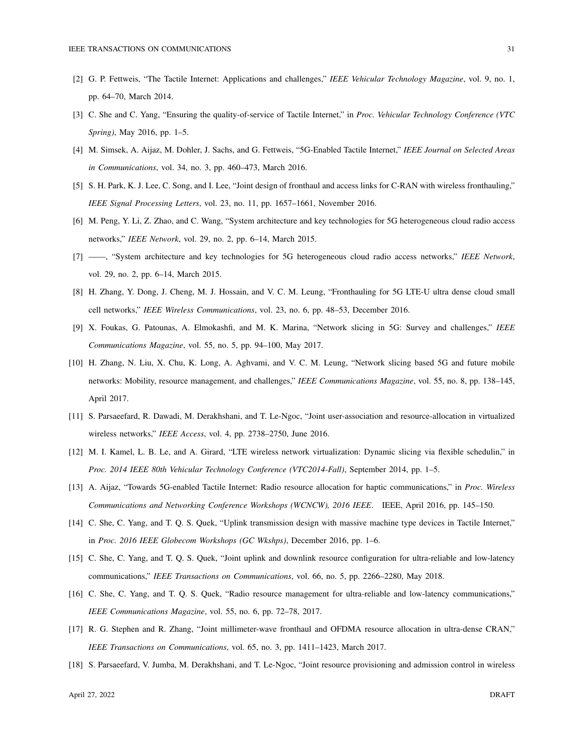[2] G. P. Fettweis, "The Tactile Internet: Applications and challenges," *IEEE Vehicular Technology Magazine*, vol. 9, no. 1, pp. 64–70, March 2014.

[3] C. She and C. Yang, "Ensuring the quality-of-service of Tactile Internet," in *Proc. Vehicular Technology Conference (VTC Spring)*, May 2016, pp. 1–5.

[4] M. Simsek, A. Aijaz, M. Dohler, J. Sachs, and G. Fettweis, "5G-Enabled Tactile Internet," *IEEE Journal on Selected Areas in Communications*, vol. 34, no. 3, pp. 460–473, March 2016.

[5] S. H. Park, K. J. Lee, C. Song, and I. Lee, "Joint design of fronthaul and access links for C-RAN with wireless fronthauling," *IEEE Signal Processing Letters*, vol. 23, no. 11, pp. 1657–1661, November 2016.

[6] M. Peng, Y. Li, Z. Zhao, and C. Wang, "System architecture and key technologies for 5G heterogeneous cloud radio access networks," *IEEE Network*, vol. 29, no. 2, pp. 6–14, March 2015.

[7] ——, "System architecture and key technologies for 5G heterogeneous cloud radio access networks," *IEEE Network*, vol. 29, no. 2, pp. 6–14, March 2015.

[8] H. Zhang, Y. Dong, J. Cheng, M. J. Hossain, and V. C. M. Leung, "Fronthauling for 5G LTE-U ultra dense cloud small cell networks," *IEEE Wireless Communications*, vol. 23, no. 6, pp. 48–53, December 2016.

[9] X. Foukas, G. Patounas, A. Elmokashfi, and M. K. Marina, "Network slicing in 5G: Survey and challenges," *IEEE Communications Magazine*, vol. 55, no. 5, pp. 94–100, May 2017.

[10] H. Zhang, N. Liu, X. Chu, K. Long, A. Aghvami, and V. C. M. Leung, "Network slicing based 5G and future mobile networks: Mobility, resource management, and challenges," *IEEE Communications Magazine*, vol. 55, no. 8, pp. 138–145, April 2017.

[11] S. Parsaeefard, R. Dawadi, M. Derakhshani, and T. Le-Ngoc, "Joint user-association and resource-allocation in virtualized wireless networks," *IEEE Access*, vol. 4, pp. 2738–2750, June 2016.

[12] M. I. Kamel, L. B. Le, and A. Girard, "LTE wireless network virtualization: Dynamic slicing via flexible schedulin," in *Proc. 2014 IEEE 80th Vehicular Technology Conference (VTC2014-Fall)*, September 2014, pp. 1–5.

[13] A. Aijaz, "Towards 5G-enabled Tactile Internet: Radio resource allocation for haptic communications," in *Proc. Wireless Communications and Networking Conference Workshops (WCNCW), 2016 IEEE*. IEEE, April 2016, pp. 145–150.

[14] C. She, C. Yang, and T. Q. S. Quek, "Uplink transmission design with massive machine type devices in Tactile Internet," in *Proc. 2016 IEEE Globecom Workshops (GC Wkshps)*, December 2016, pp. 1–6.

[15] C. She, C. Yang, and T. Q. S. Quek, "Joint uplink and downlink resource configuration for ultra-reliable and low-latency communications," *IEEE Transactions on Communications*, vol. 66, no. 5, pp. 2266–2280, May 2018.

[16] C. She, C. Yang, and T. Q. S. Quek, "Radio resource management for ultra-reliable and low-latency communications," *IEEE Communications Magazine*, vol. 55, no. 6, pp. 72–78, 2017.

[17] R. G. Stephen and R. Zhang, "Joint millimeter-wave fronthaul and OFDMA resource allocation in ultra-dense CRAN," *IEEE Transactions on Communications*, vol. 65, no. 3, pp. 1411–1423, March 2017.

[18] S. Parsaeefard, V. Jumba, M. Derakhshani, and T. Le-Ngoc, "Joint resource provisioning and admission control in wireless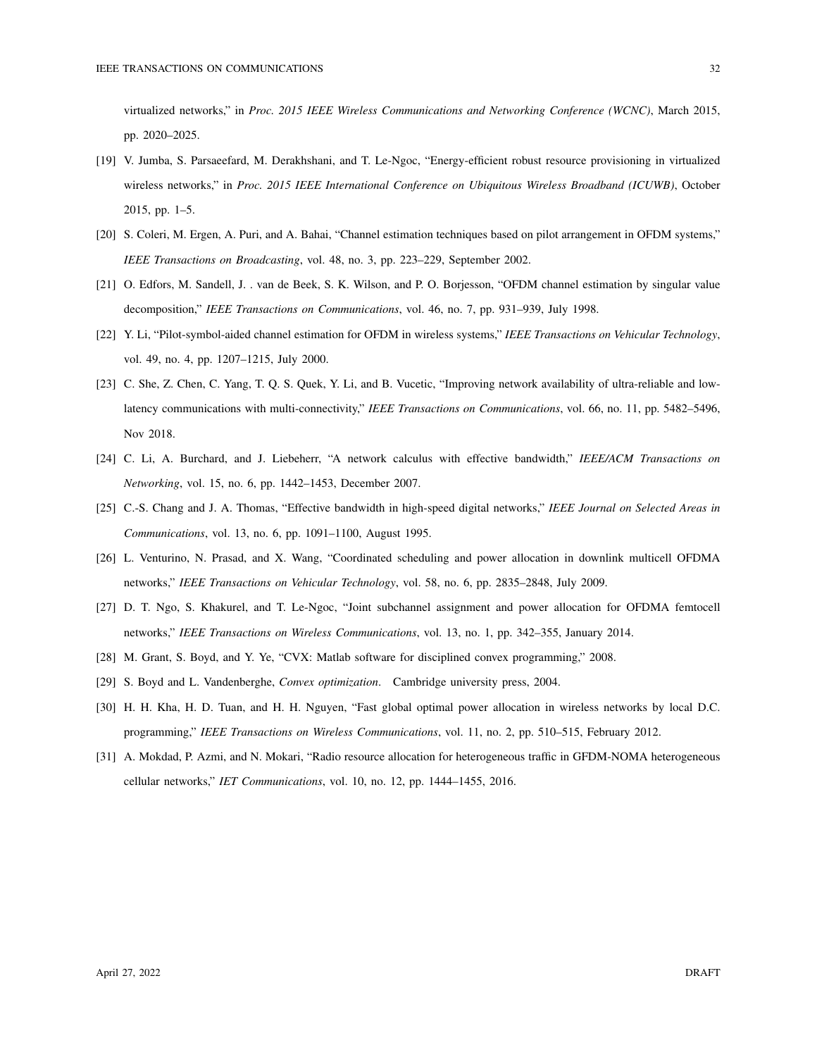virtualized networks," in *Proc. 2015 IEEE Wireless Communications and Networking Conference (WCNC)*, March 2015, pp. 2020–2025.

[19] V. Jumba, S. Parsaeefard, M. Derakhshani, and T. Le-Ngoc, "Energy-efficient robust resource provisioning in virtualized wireless networks," in *Proc. 2015 IEEE International Conference on Ubiquitous Wireless Broadband (ICUWB)*, October 2015, pp. 1–5.

[20] S. Coleri, M. Ergen, A. Puri, and A. Bahai, "Channel estimation techniques based on pilot arrangement in OFDM systems," *IEEE Transactions on Broadcasting*, vol. 48, no. 3, pp. 223–229, September 2002.

[21] O. Edfors, M. Sandell, J. . van de Beek, S. K. Wilson, and P. O. Borjesson, "OFDM channel estimation by singular value decomposition," *IEEE Transactions on Communications*, vol. 46, no. 7, pp. 931–939, July 1998.

[22] Y. Li, "Pilot-symbol-aided channel estimation for OFDM in wireless systems," *IEEE Transactions on Vehicular Technology*, vol. 49, no. 4, pp. 1207–1215, July 2000.

[23] C. She, Z. Chen, C. Yang, T. Q. S. Quek, Y. Li, and B. Vucetic, "Improving network availability of ultra-reliable and low-latency communications with multi-connectivity," *IEEE Transactions on Communications*, vol. 66, no. 11, pp. 5482–5496, Nov 2018.

[24] C. Li, A. Burchard, and J. Liebeherr, "A network calculus with effective bandwidth," *IEEE/ACM Transactions on Networking*, vol. 15, no. 6, pp. 1442–1453, December 2007.

[25] C.-S. Chang and J. A. Thomas, "Effective bandwidth in high-speed digital networks," *IEEE Journal on Selected Areas in Communications*, vol. 13, no. 6, pp. 1091–1100, August 1995.

[26] L. Venturino, N. Prasad, and X. Wang, "Coordinated scheduling and power allocation in downlink multicell OFDMA networks," *IEEE Transactions on Vehicular Technology*, vol. 58, no. 6, pp. 2835–2848, July 2009.

[27] D. T. Ngo, S. Khakurel, and T. Le-Ngoc, "Joint subchannel assignment and power allocation for OFDMA femtocell networks," *IEEE Transactions on Wireless Communications*, vol. 13, no. 1, pp. 342–355, January 2014.

[28] M. Grant, S. Boyd, and Y. Ye, "CVX: Matlab software for disciplined convex programming," 2008.

[29] S. Boyd and L. Vandenberghe, *Convex optimization*. Cambridge university press, 2004.

[30] H. H. Kha, H. D. Tuan, and H. H. Nguyen, "Fast global optimal power allocation in wireless networks by local D.C. programming," *IEEE Transactions on Wireless Communications*, vol. 11, no. 2, pp. 510–515, February 2012.

[31] A. Mokdad, P. Azmi, and N. Mokari, "Radio resource allocation for heterogeneous traffic in GFDM-NOMA heterogeneous cellular networks," *IET Communications*, vol. 10, no. 12, pp. 1444–1455, 2016.